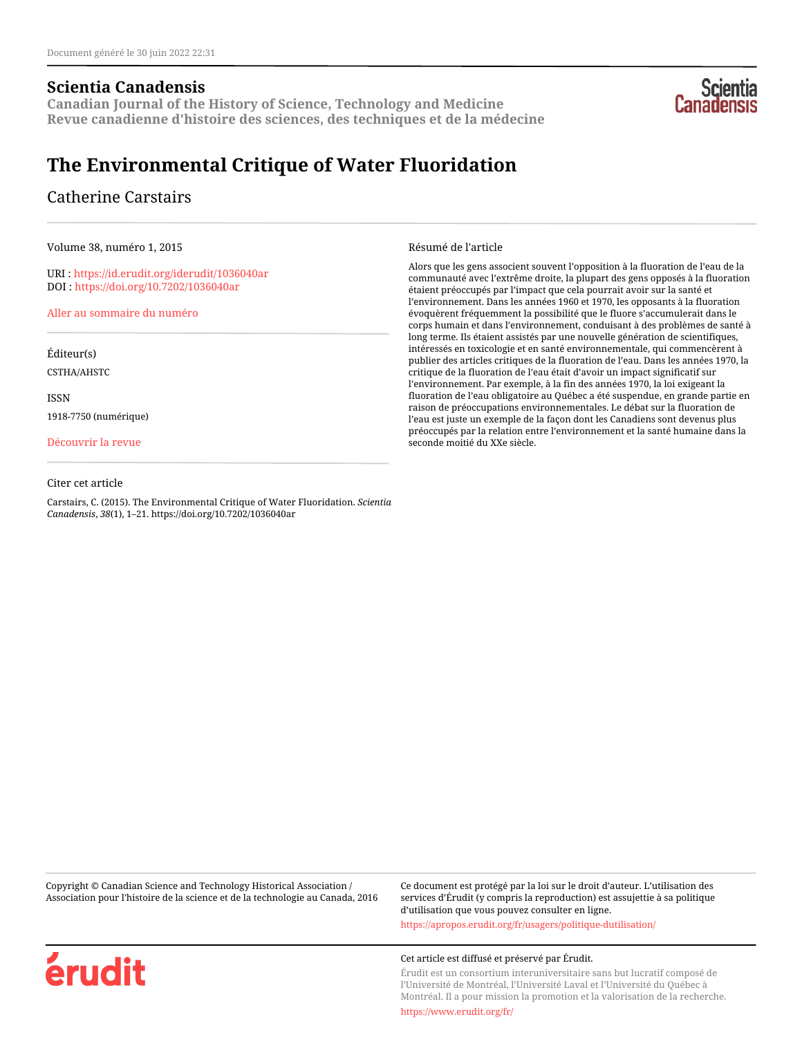Document généré le 30 juin 2022 22:31

**Scientia Canadensis**
**Canadian Journal of the History of Science, Technology and Medicine**
**Revue canadienne d'histoire des sciences, des techniques et de la médecine**

# The Environmental Critique of Water Fluoridation

Catherine Carstairs

Volume 38, numéro 1, 2015

URI : https://id.erudit.org/iderudit/1036040ar
DOI : https://doi.org/10.7202/1036040ar

Aller au sommaire du numéro

Éditeur(s)

CSTHA/AHSTC

ISSN

1918-7750 (numérique)

Découvrir la revue

Citer cet article

Carstairs, C. (2015). The Environmental Critique of Water Fluoridation. *Scientia Canadensis*, *38*(1), 1–21. https://doi.org/10.7202/1036040ar

Résumé de l'article

Alors que les gens associent souvent l'opposition à la fluoration de l'eau de la communauté avec l'extrême droite, la plupart des gens opposés à la fluoration étaient préoccupés par l'impact que cela pourrait avoir sur la santé et l'environnement. Dans les années 1960 et 1970, les opposants à la fluoration évoquèrent fréquemment la possibilité que le fluore s'accumulerait dans le corps humain et dans l'environnement, conduisant à des problèmes de santé à long terme. Ils étaient assistés par une nouvelle génération de scientifiques, intéressés en toxicologie et en santé environnementale, qui commencèrent à publier des articles critiques de la fluoration de l'eau. Dans les années 1970, la critique de la fluoration de l'eau était d'avoir un impact significatif sur l'environnement. Par exemple, à la fin des années 1970, la loi exigeant la fluoration de l'eau obligatoire au Québec a été suspendue, en grande partie en raison de préoccupations environnementales. Le débat sur la fluoration de l'eau est juste un exemple de la façon dont les Canadiens sont devenus plus préoccupés par la relation entre l'environnement et la santé humaine dans la seconde moitié du XXe siècle.

Copyright © Canadian Science and Technology Historical Association / Association pour l'histoire de la science et de la technologie au Canada, 2016

Ce document est protégé par la loi sur le droit d'auteur. L'utilisation des services d'Érudit (y compris la reproduction) est assujettie à sa politique d'utilisation que vous pouvez consulter en ligne.

https://apropos.erudit.org/fr/usagers/politique-dutilisation/

Cet article est diffusé et préservé par Érudit.

Érudit est un consortium interuniversitaire sans but lucratif composé de l'Université de Montréal, l'Université Laval et l'Université du Québec à Montréal. Il a pour mission la promotion et la valorisation de la recherche.

https://www.erudit.org/fr/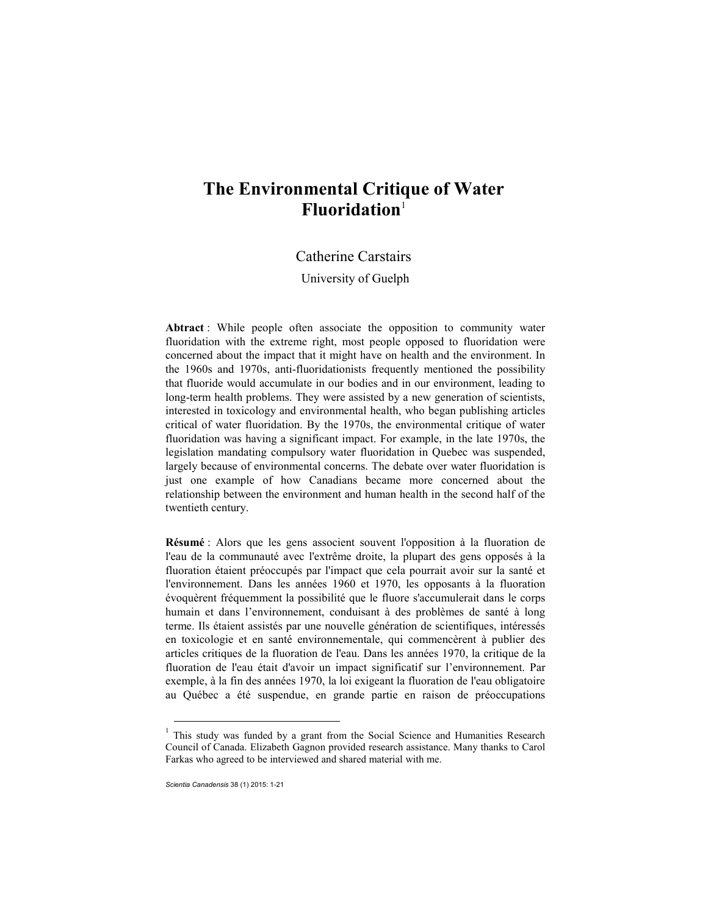# The Environmental Critique of Water Fluoridation[1]

Catherine Carstairs

University of Guelph

**Abtract** : While people often associate the opposition to community water fluoridation with the extreme right, most people opposed to fluoridation were concerned about the impact that it might have on health and the environment. In the 1960s and 1970s, anti-fluoridationists frequently mentioned the possibility that fluoride would accumulate in our bodies and in our environment, leading to long-term health problems. They were assisted by a new generation of scientists, interested in toxicology and environmental health, who began publishing articles critical of water fluoridation. By the 1970s, the environmental critique of water fluoridation was having a significant impact. For example, in the late 1970s, the legislation mandating compulsory water fluoridation in Quebec was suspended, largely because of environmental concerns. The debate over water fluoridation is just one example of how Canadians became more concerned about the relationship between the environment and human health in the second half of the twentieth century.

**Résumé** : Alors que les gens associent souvent l'opposition à la fluoration de l'eau de la communauté avec l'extrême droite, la plupart des gens opposés à la fluoration étaient préoccupés par l'impact que cela pourrait avoir sur la santé et l'environnement. Dans les années 1960 et 1970, les opposants à la fluoration évoquèrent fréquemment la possibilité que le fluore s'accumulerait dans le corps humain et dans l'environnement, conduisant à des problèmes de santé à long terme. Ils étaient assistés par une nouvelle génération de scientifiques, intéressés en toxicologie et en santé environnementale, qui commencèrent à publier des articles critiques de la fluoration de l'eau. Dans les années 1970, la critique de la fluoration de l'eau était d'avoir un impact significatif sur l'environnement. Par exemple, à la fin des années 1970, la loi exigeant la fluoration de l'eau obligatoire au Québec a été suspendue, en grande partie en raison de préoccupations

[1] This study was funded by a grant from the Social Science and Humanities Research Council of Canada. Elizabeth Gagnon provided research assistance. Many thanks to Carol Farkas who agreed to be interviewed and shared material with me.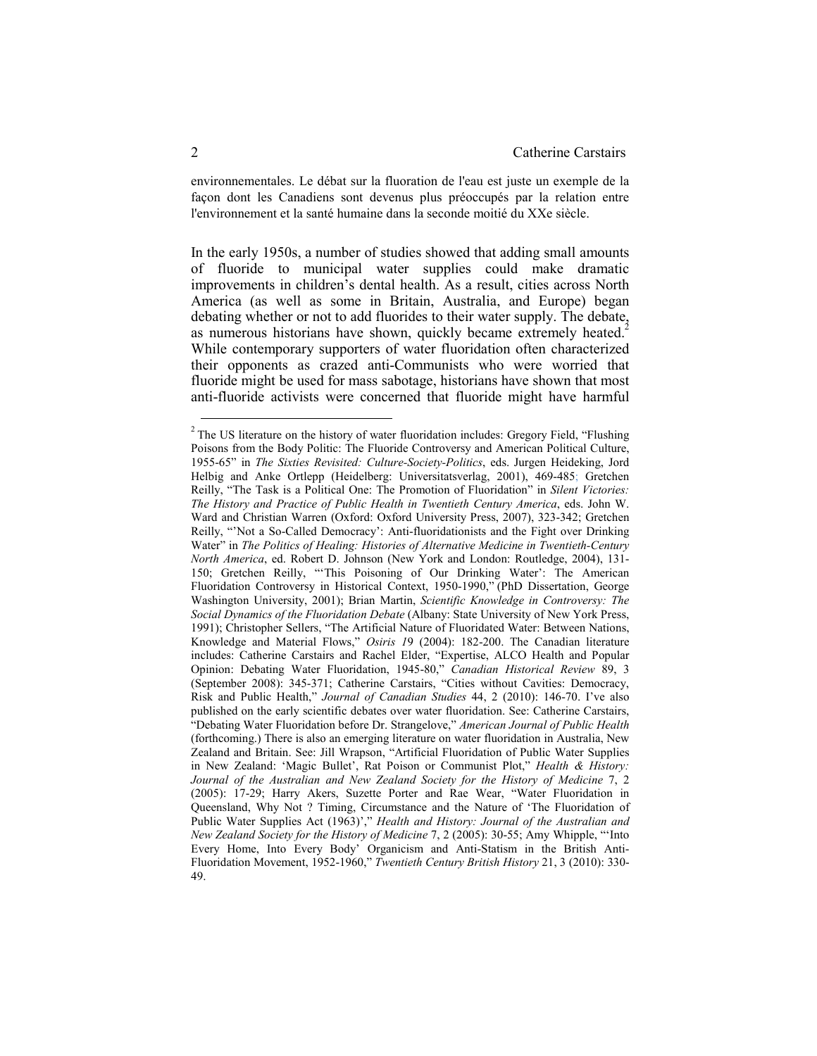environnementales. Le débat sur la fluoration de l'eau est juste un exemple de la façon dont les Canadiens sont devenus plus préoccupés par la relation entre l'environnement et la santé humaine dans la seconde moitié du XXe siècle.

In the early 1950s, a number of studies showed that adding small amounts of fluoride to municipal water supplies could make dramatic improvements in children's dental health. As a result, cities across North America (as well as some in Britain, Australia, and Europe) began debating whether or not to add fluorides to their water supply. The debate, as numerous historians have shown, quickly became extremely heated.[2] While contemporary supporters of water fluoridation often characterized their opponents as crazed anti-Communists who were worried that fluoride might be used for mass sabotage, historians have shown that most anti-fluoride activists were concerned that fluoride might have harmful

---

[2] The US literature on the history of water fluoridation includes: Gregory Field, "Flushing Poisons from the Body Politic: The Fluoride Controversy and American Political Culture, 1955-65" in *The Sixties Revisited: Culture-Society-Politics*, eds. Jurgen Heideking, Jord Helbig and Anke Ortlepp (Heidelberg: Universitatsverlag, 2001), 469-485; Gretchen Reilly, "The Task is a Political One: The Promotion of Fluoridation" in *Silent Victories: The History and Practice of Public Health in Twentieth Century America*, eds. John W. Ward and Christian Warren (Oxford: Oxford University Press, 2007), 323-342; Gretchen Reilly, "'Not a So-Called Democracy': Anti-fluoridationists and the Fight over Drinking Water" in *The Politics of Healing: Histories of Alternative Medicine in Twentieth-Century North America*, ed. Robert D. Johnson (New York and London: Routledge, 2004), 131-150; Gretchen Reilly, "'This Poisoning of Our Drinking Water': The American Fluoridation Controversy in Historical Context, 1950-1990," (PhD Dissertation, George Washington University, 2001); Brian Martin, *Scientific Knowledge in Controversy: The Social Dynamics of the Fluoridation Debate* (Albany: State University of New York Press, 1991); Christopher Sellers, "The Artificial Nature of Fluoridated Water: Between Nations, Knowledge and Material Flows," *Osiris 19* (2004): 182-200. The Canadian literature includes: Catherine Carstairs and Rachel Elder, "Expertise, ALCO Health and Popular Opinion: Debating Water Fluoridation, 1945-80," *Canadian Historical Review* 89, 3 (September 2008): 345-371; Catherine Carstairs, "Cities without Cavities: Democracy, Risk and Public Health," *Journal of Canadian Studies* 44, 2 (2010): 146-70. I've also published on the early scientific debates over water fluoridation. See: Catherine Carstairs, "Debating Water Fluoridation before Dr. Strangelove," *American Journal of Public Health* (forthcoming.) There is also an emerging literature on water fluoridation in Australia, New Zealand and Britain. See: Jill Wrapson, "Artificial Fluoridation of Public Water Supplies in New Zealand: 'Magic Bullet', Rat Poison or Communist Plot," *Health & History: Journal of the Australian and New Zealand Society for the History of Medicine* 7, 2 (2005): 17-29; Harry Akers, Suzette Porter and Rae Wear, "Water Fluoridation in Queensland, Why Not ? Timing, Circumstance and the Nature of 'The Fluoridation of Public Water Supplies Act (1963)'," *Health and History: Journal of the Australian and New Zealand Society for the History of Medicine* 7, 2 (2005): 30-55; Amy Whipple, "'Into Every Home, Into Every Body' Organicism and Anti-Statism in the British Anti-Fluoridation Movement, 1952-1960," *Twentieth Century British History* 21, 3 (2010): 330-49.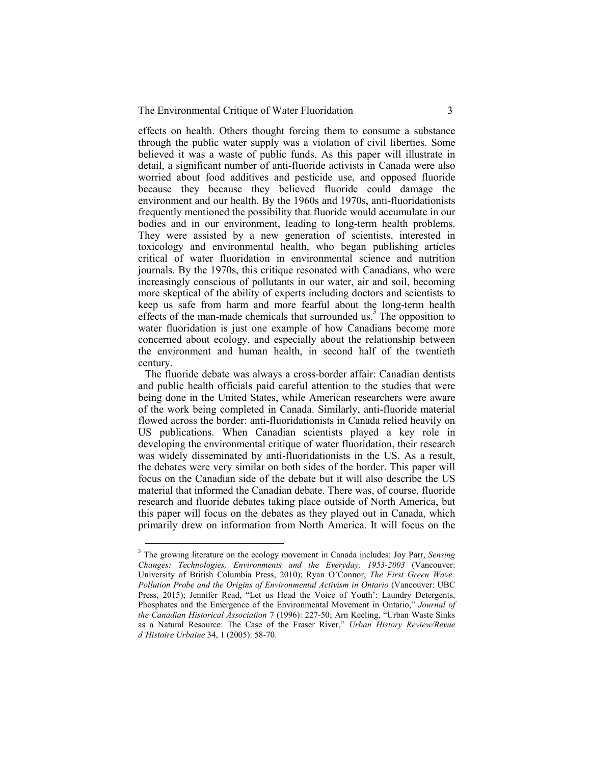effects on health. Others thought forcing them to consume a substance through the public water supply was a violation of civil liberties. Some believed it was a waste of public funds. As this paper will illustrate in detail, a significant number of anti-fluoride activists in Canada were also worried about food additives and pesticide use, and opposed fluoride because they because they believed fluoride could damage the environment and our health. By the 1960s and 1970s, anti-fluoridationists frequently mentioned the possibility that fluoride would accumulate in our bodies and in our environment, leading to long-term health problems. They were assisted by a new generation of scientists, interested in toxicology and environmental health, who began publishing articles critical of water fluoridation in environmental science and nutrition journals. By the 1970s, this critique resonated with Canadians, who were increasingly conscious of pollutants in our water, air and soil, becoming more skeptical of the ability of experts including doctors and scientists to keep us safe from harm and more fearful about the long-term health effects of the man-made chemicals that surrounded us.[3] The opposition to water fluoridation is just one example of how Canadians become more concerned about ecology, and especially about the relationship between the environment and human health, in second half of the twentieth century.

The fluoride debate was always a cross-border affair: Canadian dentists and public health officials paid careful attention to the studies that were being done in the United States, while American researchers were aware of the work being completed in Canada. Similarly, anti-fluoride material flowed across the border: anti-fluoridationists in Canada relied heavily on US publications. When Canadian scientists played a key role in developing the environmental critique of water fluoridation, their research was widely disseminated by anti-fluoridationists in the US. As a result, the debates were very similar on both sides of the border. This paper will focus on the Canadian side of the debate but it will also describe the US material that informed the Canadian debate. There was, of course, fluoride research and fluoride debates taking place outside of North America, but this paper will focus on the debates as they played out in Canada, which primarily drew on information from North America. It will focus on the

[3] The growing literature on the ecology movement in Canada includes: Joy Parr, *Sensing Changes: Technologies, Environments and the Everyday, 1953-2003* (Vancouver: University of British Columbia Press, 2010); Ryan O'Connor, *The First Green Wave: Pollution Probe and the Origins of Environmental Activism in Ontario* (Vancouver: UBC Press, 2015); Jennifer Read, "Let us Head the Voice of Youth': Laundry Detergents, Phosphates and the Emergence of the Environmental Movement in Ontario," *Journal of the Canadian Historical Association* 7 (1996): 227-50; Arn Keeling, "Urban Waste Sinks as a Natural Resource: The Case of the Fraser River," *Urban History Review/Revue d'Histoire Urbaine* 34, 1 (2005): 58-70.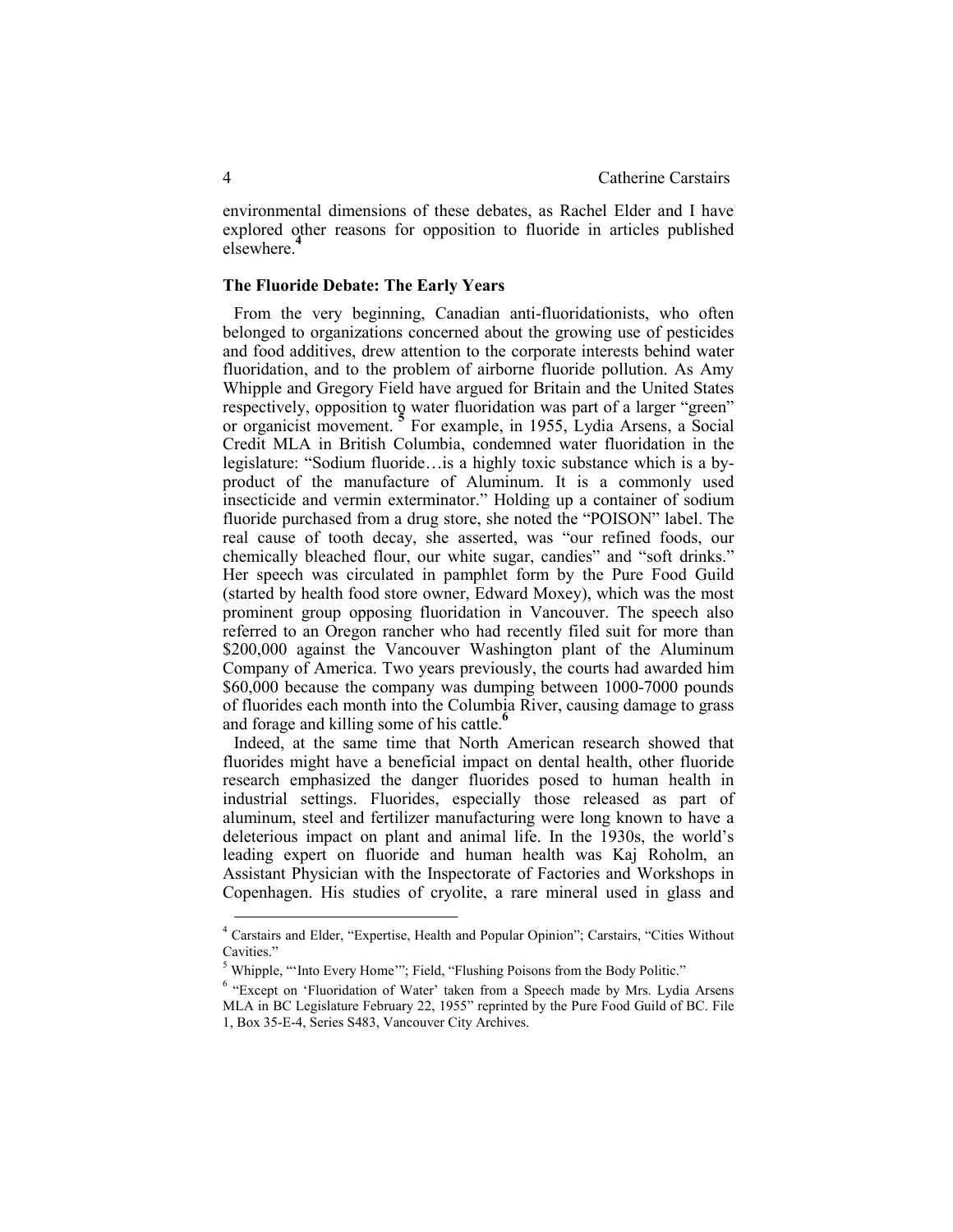environmental dimensions of these debates, as Rachel Elder and I have explored other reasons for opposition to fluoride in articles published elsewhere.[4]

### The Fluoride Debate: The Early Years

From the very beginning, Canadian anti-fluoridationists, who often belonged to organizations concerned about the growing use of pesticides and food additives, drew attention to the corporate interests behind water fluoridation, and to the problem of airborne fluoride pollution. As Amy Whipple and Gregory Field have argued for Britain and the United States respectively, opposition to water fluoridation was part of a larger "green" or organicist movement.[5] For example, in 1955, Lydia Arsens, a Social Credit MLA in British Columbia, condemned water fluoridation in the legislature: "Sodium fluoride…is a highly toxic substance which is a by-product of the manufacture of Aluminum. It is a commonly used insecticide and vermin exterminator." Holding up a container of sodium fluoride purchased from a drug store, she noted the "POISON" label. The real cause of tooth decay, she asserted, was "our refined foods, our chemically bleached flour, our white sugar, candies" and "soft drinks." Her speech was circulated in pamphlet form by the Pure Food Guild (started by health food store owner, Edward Moxey), which was the most prominent group opposing fluoridation in Vancouver. The speech also referred to an Oregon rancher who had recently filed suit for more than $200,000 against the Vancouver Washington plant of the Aluminum Company of America. Two years previously, the courts had awarded him $60,000 because the company was dumping between 1000-7000 pounds of fluorides each month into the Columbia River, causing damage to grass and forage and killing some of his cattle.[6]

Indeed, at the same time that North American research showed that fluorides might have a beneficial impact on dental health, other fluoride research emphasized the danger fluorides posed to human health in industrial settings. Fluorides, especially those released as part of aluminum, steel and fertilizer manufacturing were long known to have a deleterious impact on plant and animal life. In the 1930s, the world's leading expert on fluoride and human health was Kaj Roholm, an Assistant Physician with the Inspectorate of Factories and Workshops in Copenhagen. His studies of cryolite, a rare mineral used in glass and

---

[4] Carstairs and Elder, "Expertise, Health and Popular Opinion"; Carstairs, "Cities Without Cavities."

[5] Whipple, "'Into Every Home'"; Field, "Flushing Poisons from the Body Politic."

[6] "Except on 'Fluoridation of Water' taken from a Speech made by Mrs. Lydia Arsens MLA in BC Legislature February 22, 1955" reprinted by the Pure Food Guild of BC. File 1, Box 35-E-4, Series S483, Vancouver City Archives.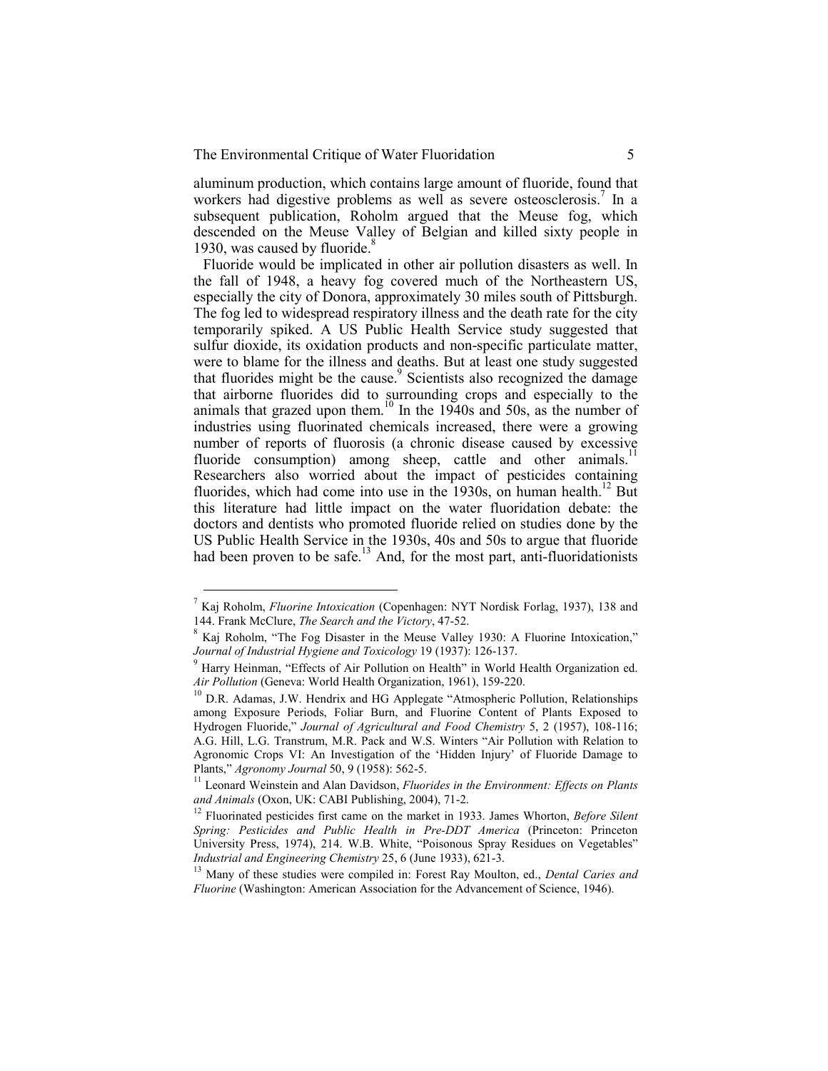aluminum production, which contains large amount of fluoride, found that workers had digestive problems as well as severe osteosclerosis.[7] In a subsequent publication, Roholm argued that the Meuse fog, which descended on the Meuse Valley of Belgian and killed sixty people in 1930, was caused by fluoride.[8]

Fluoride would be implicated in other air pollution disasters as well. In the fall of 1948, a heavy fog covered much of the Northeastern US, especially the city of Donora, approximately 30 miles south of Pittsburgh. The fog led to widespread respiratory illness and the death rate for the city temporarily spiked. A US Public Health Service study suggested that sulfur dioxide, its oxidation products and non-specific particulate matter, were to blame for the illness and deaths. But at least one study suggested that fluorides might be the cause.[9] Scientists also recognized the damage that airborne fluorides did to surrounding crops and especially to the animals that grazed upon them.[10] In the 1940s and 50s, as the number of industries using fluorinated chemicals increased, there were a growing number of reports of fluorosis (a chronic disease caused by excessive fluoride consumption) among sheep, cattle and other animals.[11] Researchers also worried about the impact of pesticides containing fluorides, which had come into use in the 1930s, on human health.[12] But this literature had little impact on the water fluoridation debate: the doctors and dentists who promoted fluoride relied on studies done by the US Public Health Service in the 1930s, 40s and 50s to argue that fluoride had been proven to be safe.[13] And, for the most part, anti-fluoridationists

---

[7] Kaj Roholm, *Fluorine Intoxication* (Copenhagen: NYT Nordisk Forlag, 1937), 138 and 144. Frank McClure, *The Search and the Victory*, 47-52.

[8] Kaj Roholm, "The Fog Disaster in the Meuse Valley 1930: A Fluorine Intoxication," *Journal of Industrial Hygiene and Toxicology* 19 (1937): 126-137.

[9] Harry Heinman, "Effects of Air Pollution on Health" in World Health Organization ed. *Air Pollution* (Geneva: World Health Organization, 1961), 159-220.

[10] D.R. Adamas, J.W. Hendrix and HG Applegate "Atmospheric Pollution, Relationships among Exposure Periods, Foliar Burn, and Fluorine Content of Plants Exposed to Hydrogen Fluoride," *Journal of Agricultural and Food Chemistry* 5, 2 (1957), 108-116; A.G. Hill, L.G. Transtrum, M.R. Pack and W.S. Winters "Air Pollution with Relation to Agronomic Crops VI: An Investigation of the 'Hidden Injury' of Fluoride Damage to Plants," *Agronomy Journal* 50, 9 (1958): 562-5.

[11] Leonard Weinstein and Alan Davidson, *Fluorides in the Environment: Effects on Plants and Animals* (Oxon, UK: CABI Publishing, 2004), 71-2.

[12] Fluorinated pesticides first came on the market in 1933. James Whorton, *Before Silent Spring: Pesticides and Public Health in Pre-DDT America* (Princeton: Princeton University Press, 1974), 214. W.B. White, "Poisonous Spray Residues on Vegetables" *Industrial and Engineering Chemistry* 25, 6 (June 1933), 621-3.

[13] Many of these studies were compiled in: Forest Ray Moulton, ed., *Dental Caries and Fluorine* (Washington: American Association for the Advancement of Science, 1946).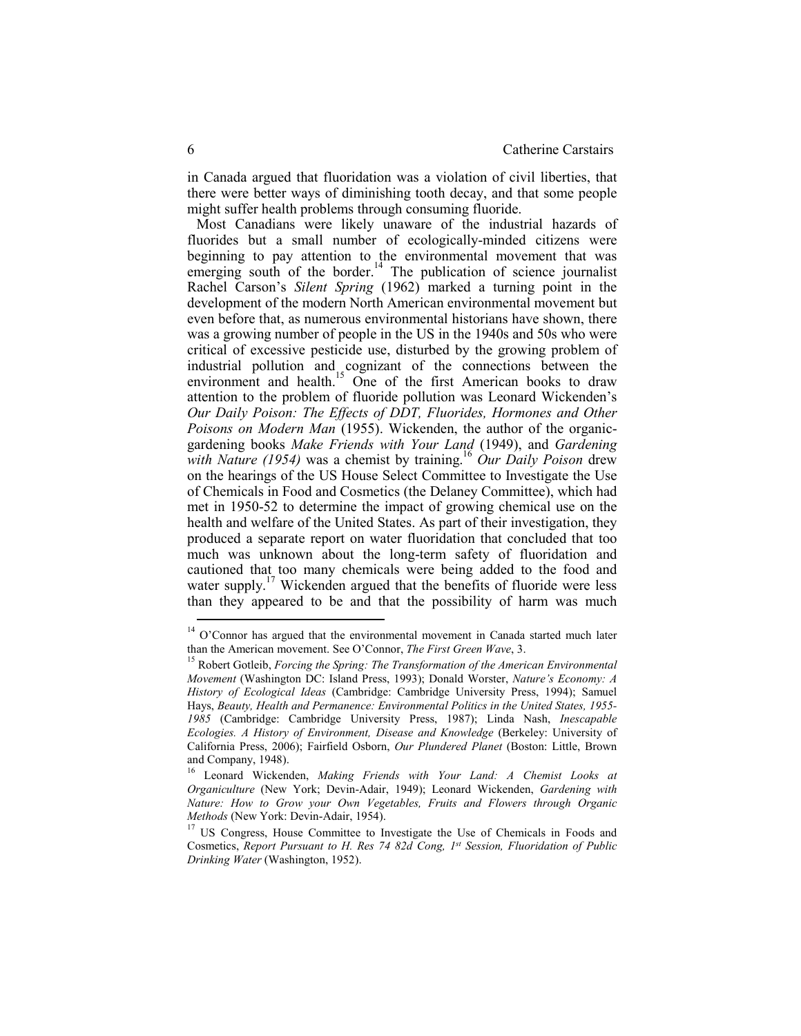in Canada argued that fluoridation was a violation of civil liberties, that there were better ways of diminishing tooth decay, and that some people might suffer health problems through consuming fluoride.

Most Canadians were likely unaware of the industrial hazards of fluorides but a small number of ecologically-minded citizens were beginning to pay attention to the environmental movement that was emerging south of the border.[14] The publication of science journalist Rachel Carson's *Silent Spring* (1962) marked a turning point in the development of the modern North American environmental movement but even before that, as numerous environmental historians have shown, there was a growing number of people in the US in the 1940s and 50s who were critical of excessive pesticide use, disturbed by the growing problem of industrial pollution and cognizant of the connections between the environment and health.[15] One of the first American books to draw attention to the problem of fluoride pollution was Leonard Wickenden's *Our Daily Poison: The Effects of DDT, Fluorides, Hormones and Other Poisons on Modern Man* (1955). Wickenden, the author of the organic-gardening books *Make Friends with Your Land* (1949), and *Gardening with Nature (1954)* was a chemist by training.[16] *Our Daily Poison* drew on the hearings of the US House Select Committee to Investigate the Use of Chemicals in Food and Cosmetics (the Delaney Committee), which had met in 1950-52 to determine the impact of growing chemical use on the health and welfare of the United States. As part of their investigation, they produced a separate report on water fluoridation that concluded that too much was unknown about the long-term safety of fluoridation and cautioned that too many chemicals were being added to the food and water supply.[17] Wickenden argued that the benefits of fluoride were less than they appeared to be and that the possibility of harm was much

---

[14] O'Connor has argued that the environmental movement in Canada started much later than the American movement. See O'Connor, *The First Green Wave*, 3.

[15] Robert Gotleib, *Forcing the Spring: The Transformation of the American Environmental Movement* (Washington DC: Island Press, 1993); Donald Worster, *Nature's Economy: A History of Ecological Ideas* (Cambridge: Cambridge University Press, 1994); Samuel Hays, *Beauty, Health and Permanence: Environmental Politics in the United States, 1955-1985* (Cambridge: Cambridge University Press, 1987); Linda Nash, *Inescapable Ecologies. A History of Environment, Disease and Knowledge* (Berkeley: University of California Press, 2006); Fairfield Osborn, *Our Plundered Planet* (Boston: Little, Brown and Company, 1948).

[16] Leonard Wickenden, *Making Friends with Your Land: A Chemist Looks at Organiculture* (New York; Devin-Adair, 1949); Leonard Wickenden, *Gardening with Nature: How to Grow your Own Vegetables, Fruits and Flowers through Organic Methods* (New York: Devin-Adair, 1954).

[17] US Congress, House Committee to Investigate the Use of Chemicals in Foods and Cosmetics, *Report Pursuant to H. Res 74 82d Cong, 1st Session, Fluoridation of Public Drinking Water* (Washington, 1952).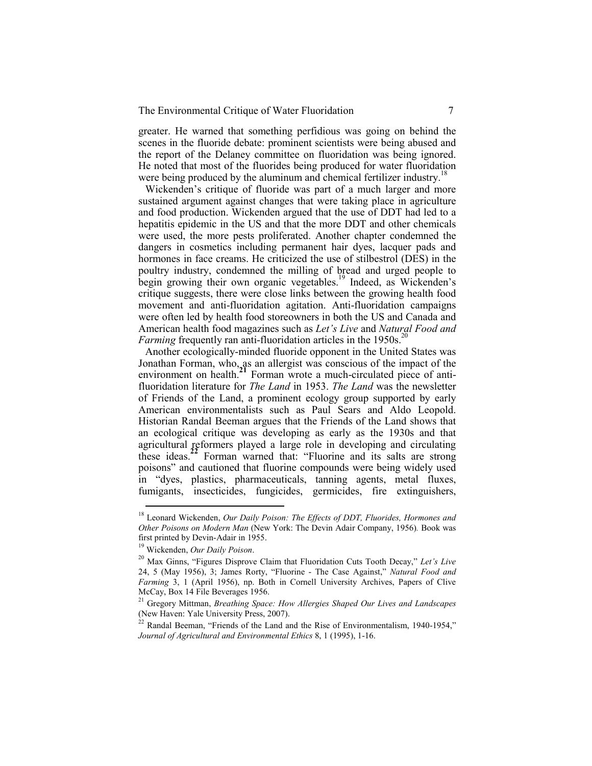greater. He warned that something perfidious was going on behind the scenes in the fluoride debate: prominent scientists were being abused and the report of the Delaney committee on fluoridation was being ignored. He noted that most of the fluorides being produced for water fluoridation were being produced by the aluminum and chemical fertilizer industry.[18]

Wickenden's critique of fluoride was part of a much larger and more sustained argument against changes that were taking place in agriculture and food production. Wickenden argued that the use of DDT had led to a hepatitis epidemic in the US and that the more DDT and other chemicals were used, the more pests proliferated. Another chapter condemned the dangers in cosmetics including permanent hair dyes, lacquer pads and hormones in face creams. He criticized the use of stilbestrol (DES) in the poultry industry, condemned the milling of bread and urged people to begin growing their own organic vegetables.[19] Indeed, as Wickenden's critique suggests, there were close links between the growing health food movement and anti-fluoridation agitation. Anti-fluoridation campaigns were often led by health food storeowners in both the US and Canada and American health food magazines such as *Let's Live* and *Natural Food and Farming* frequently ran anti-fluoridation articles in the 1950s.[20]

Another ecologically-minded fluoride opponent in the United States was Jonathan Forman, who, as an allergist was conscious of the impact of the environment on health.[21] Forman wrote a much-circulated piece of anti-fluoridation literature for *The Land* in 1953. *The Land* was the newsletter of Friends of the Land, a prominent ecology group supported by early American environmentalists such as Paul Sears and Aldo Leopold. Historian Randal Beeman argues that the Friends of the Land shows that an ecological critique was developing as early as the 1930s and that agricultural reformers played a large role in developing and circulating these ideas.[22] Forman warned that: "Fluorine and its salts are strong poisons" and cautioned that fluorine compounds were being widely used in "dyes, plastics, pharmaceuticals, tanning agents, metal fluxes, fumigants, insecticides, fungicides, germicides, fire extinguishers,

---

[18] Leonard Wickenden, *Our Daily Poison: The Effects of DDT, Fluorides, Hormones and Other Poisons on Modern Man* (New York: The Devin Adair Company, 1956). Book was first printed by Devin-Adair in 1955.

[19] Wickenden, *Our Daily Poison*.

[20] Max Ginns, "Figures Disprove Claim that Fluoridation Cuts Tooth Decay," *Let's Live* 24, 5 (May 1956), 3; James Rorty, "Fluorine - The Case Against," *Natural Food and Farming* 3, 1 (April 1956), np. Both in Cornell University Archives, Papers of Clive McCay, Box 14 File Beverages 1956.

[21] Gregory Mittman, *Breathing Space: How Allergies Shaped Our Lives and Landscapes* (New Haven: Yale University Press, 2007).

[22] Randal Beeman, "Friends of the Land and the Rise of Environmentalism, 1940-1954," *Journal of Agricultural and Environmental Ethics* 8, 1 (1995), 1-16.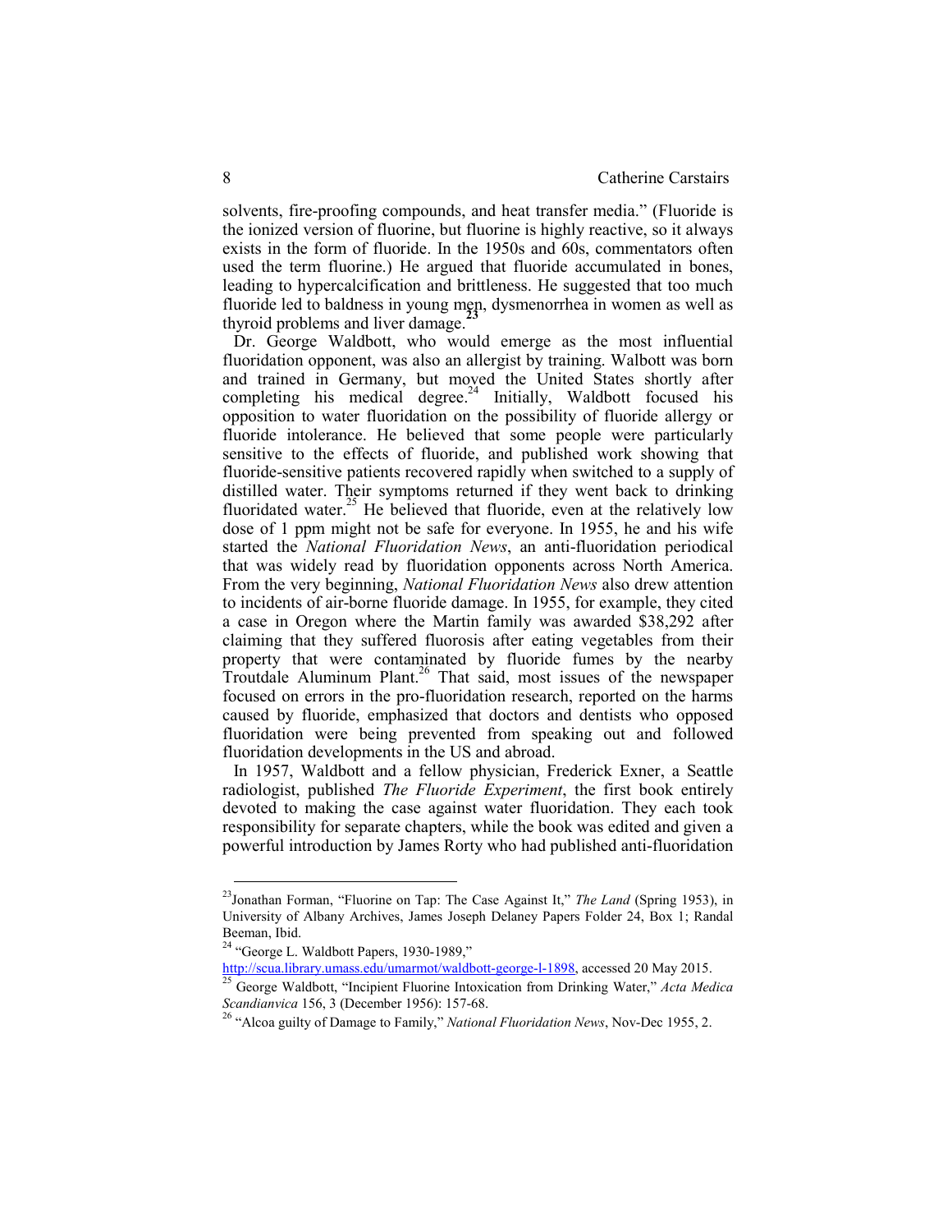solvents, fire-proofing compounds, and heat transfer media." (Fluoride is the ionized version of fluorine, but fluorine is highly reactive, so it always exists in the form of fluoride. In the 1950s and 60s, commentators often used the term fluorine.) He argued that fluoride accumulated in bones, leading to hypercalcification and brittleness. He suggested that too much fluoride led to baldness in young men, dysmenorrhea in women as well as thyroid problems and liver damage.[23]

Dr. George Waldbott, who would emerge as the most influential fluoridation opponent, was also an allergist by training. Walbott was born and trained in Germany, but moved the United States shortly after completing his medical degree.[24] Initially, Waldbott focused his opposition to water fluoridation on the possibility of fluoride allergy or fluoride intolerance. He believed that some people were particularly sensitive to the effects of fluoride, and published work showing that fluoride-sensitive patients recovered rapidly when switched to a supply of distilled water. Their symptoms returned if they went back to drinking fluoridated water.[25] He believed that fluoride, even at the relatively low dose of 1 ppm might not be safe for everyone. In 1955, he and his wife started the *National Fluoridation News*, an anti-fluoridation periodical that was widely read by fluoridation opponents across North America. From the very beginning, *National Fluoridation News* also drew attention to incidents of air-borne fluoride damage. In 1955, for example, they cited a case in Oregon where the Martin family was awarded $38,292 after claiming that they suffered fluorosis after eating vegetables from their property that were contaminated by fluoride fumes by the nearby Troutdale Aluminum Plant.[26] That said, most issues of the newspaper focused on errors in the pro-fluoridation research, reported on the harms caused by fluoride, emphasized that doctors and dentists who opposed fluoridation were being prevented from speaking out and followed fluoridation developments in the US and abroad.

In 1957, Waldbott and a fellow physician, Frederick Exner, a Seattle radiologist, published *The Fluoride Experiment*, the first book entirely devoted to making the case against water fluoridation. They each took responsibility for separate chapters, while the book was edited and given a powerful introduction by James Rorty who had published anti-fluoridation

---

[23] Jonathan Forman, "Fluorine on Tap: The Case Against It," *The Land* (Spring 1953), in University of Albany Archives, James Joseph Delaney Papers Folder 24, Box 1; Randal Beeman, Ibid.

[24] "George L. Waldbott Papers, 1930-1989," http://scua.library.umass.edu/umarmot/waldbott-george-l-1898, accessed 20 May 2015.

[25] George Waldbott, "Incipient Fluorine Intoxication from Drinking Water," *Acta Medica Scandianvica* 156, 3 (December 1956): 157-68.

[26] "Alcoa guilty of Damage to Family," *National Fluoridation News*, Nov-Dec 1955, 2.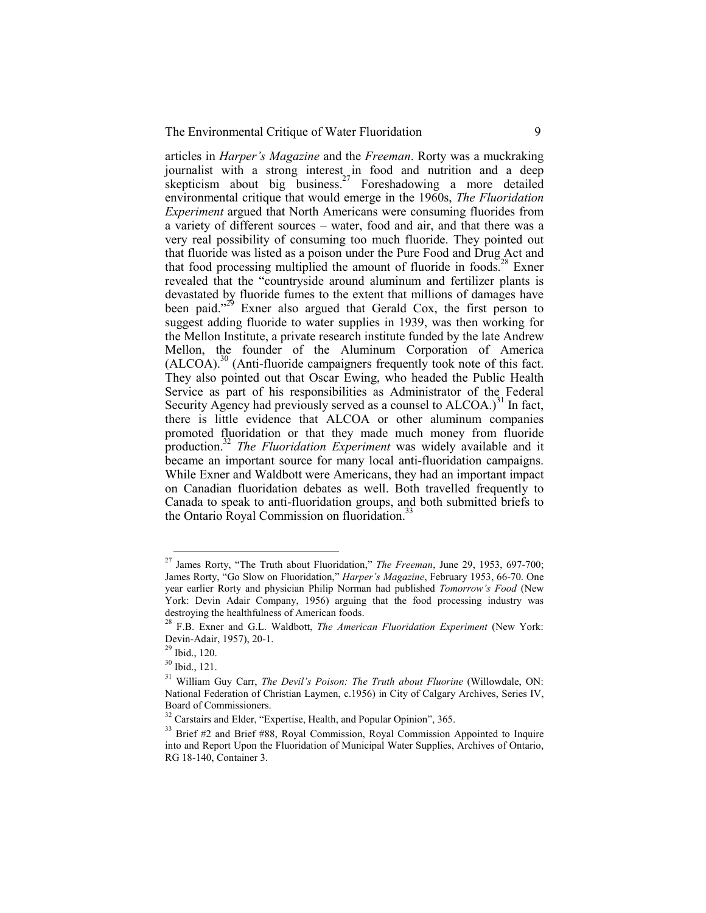articles in *Harper's Magazine* and the *Freeman*. Rorty was a muckraking journalist with a strong interest in food and nutrition and a deep skepticism about big business.[27] Foreshadowing a more detailed environmental critique that would emerge in the 1960s, *The Fluoridation Experiment* argued that North Americans were consuming fluorides from a variety of different sources – water, food and air, and that there was a very real possibility of consuming too much fluoride. They pointed out that fluoride was listed as a poison under the Pure Food and Drug Act and that food processing multiplied the amount of fluoride in foods.[28] Exner revealed that the "countryside around aluminum and fertilizer plants is devastated by fluoride fumes to the extent that millions of damages have been paid."[29] Exner also argued that Gerald Cox, the first person to suggest adding fluoride to water supplies in 1939, was then working for the Mellon Institute, a private research institute funded by the late Andrew Mellon, the founder of the Aluminum Corporation of America (ALCOA).[30] (Anti-fluoride campaigners frequently took note of this fact. They also pointed out that Oscar Ewing, who headed the Public Health Service as part of his responsibilities as Administrator of the Federal Security Agency had previously served as a counsel to ALCOA.)[31] In fact, there is little evidence that ALCOA or other aluminum companies promoted fluoridation or that they made much money from fluoride production.[32] *The Fluoridation Experiment* was widely available and it became an important source for many local anti-fluoridation campaigns. While Exner and Waldbott were Americans, they had an important impact on Canadian fluoridation debates as well. Both travelled frequently to Canada to speak to anti-fluoridation groups, and both submitted briefs to the Ontario Royal Commission on fluoridation.[33]

---

[27] James Rorty, "The Truth about Fluoridation," *The Freeman*, June 29, 1953, 697-700; James Rorty, "Go Slow on Fluoridation," *Harper's Magazine*, February 1953, 66-70. One year earlier Rorty and physician Philip Norman had published *Tomorrow's Food* (New York: Devin Adair Company, 1956) arguing that the food processing industry was destroying the healthfulness of American foods.

[28] F.B. Exner and G.L. Waldbott, *The American Fluoridation Experiment* (New York: Devin-Adair, 1957), 20-1.

[29] Ibid., 120.

[30] Ibid., 121.

[31] William Guy Carr, *The Devil's Poison: The Truth about Fluorine* (Willowdale, ON: National Federation of Christian Laymen, c.1956) in City of Calgary Archives, Series IV, Board of Commissioners.

[32] Carstairs and Elder, "Expertise, Health, and Popular Opinion", 365.

[33] Brief #2 and Brief #88, Royal Commission, Royal Commission Appointed to Inquire into and Report Upon the Fluoridation of Municipal Water Supplies, Archives of Ontario, RG 18-140, Container 3.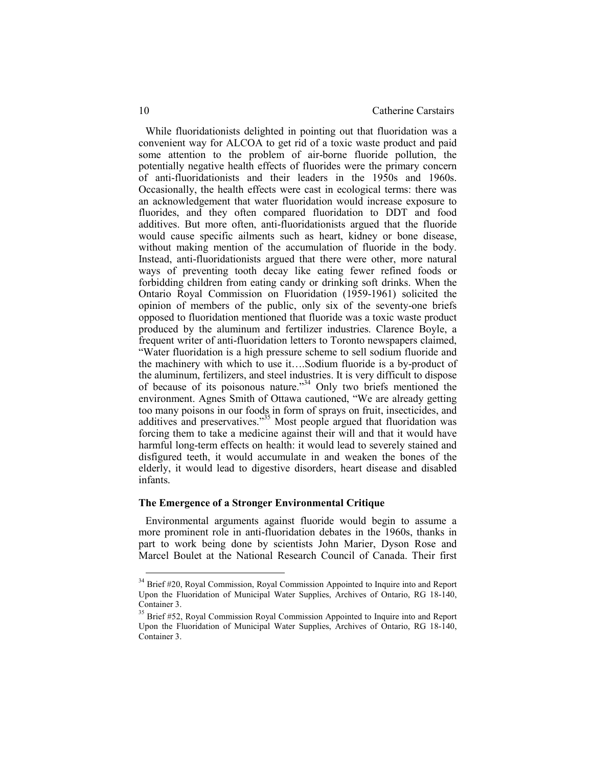While fluoridationists delighted in pointing out that fluoridation was a convenient way for ALCOA to get rid of a toxic waste product and paid some attention to the problem of air-borne fluoride pollution, the potentially negative health effects of fluorides were the primary concern of anti-fluoridationists and their leaders in the 1950s and 1960s. Occasionally, the health effects were cast in ecological terms: there was an acknowledgement that water fluoridation would increase exposure to fluorides, and they often compared fluoridation to DDT and food additives. But more often, anti-fluoridationists argued that the fluoride would cause specific ailments such as heart, kidney or bone disease, without making mention of the accumulation of fluoride in the body. Instead, anti-fluoridationists argued that there were other, more natural ways of preventing tooth decay like eating fewer refined foods or forbidding children from eating candy or drinking soft drinks. When the Ontario Royal Commission on Fluoridation (1959-1961) solicited the opinion of members of the public, only six of the seventy-one briefs opposed to fluoridation mentioned that fluoride was a toxic waste product produced by the aluminum and fertilizer industries. Clarence Boyle, a frequent writer of anti-fluoridation letters to Toronto newspapers claimed, "Water fluoridation is a high pressure scheme to sell sodium fluoride and the machinery with which to use it….Sodium fluoride is a by-product of the aluminum, fertilizers, and steel industries. It is very difficult to dispose of because of its poisonous nature."[34] Only two briefs mentioned the environment. Agnes Smith of Ottawa cautioned, "We are already getting too many poisons in our foods in form of sprays on fruit, insecticides, and additives and preservatives."[35] Most people argued that fluoridation was forcing them to take a medicine against their will and that it would have harmful long-term effects on health: it would lead to severely stained and disfigured teeth, it would accumulate in and weaken the bones of the elderly, it would lead to digestive disorders, heart disease and disabled infants.

### The Emergence of a Stronger Environmental Critique

Environmental arguments against fluoride would begin to assume a more prominent role in anti-fluoridation debates in the 1960s, thanks in part to work being done by scientists John Marier, Dyson Rose and Marcel Boulet at the National Research Council of Canada. Their first

[34] Brief #20, Royal Commission, Royal Commission Appointed to Inquire into and Report Upon the Fluoridation of Municipal Water Supplies, Archives of Ontario, RG 18-140, Container 3.

[35] Brief #52, Royal Commission Royal Commission Appointed to Inquire into and Report Upon the Fluoridation of Municipal Water Supplies, Archives of Ontario, RG 18-140, Container 3.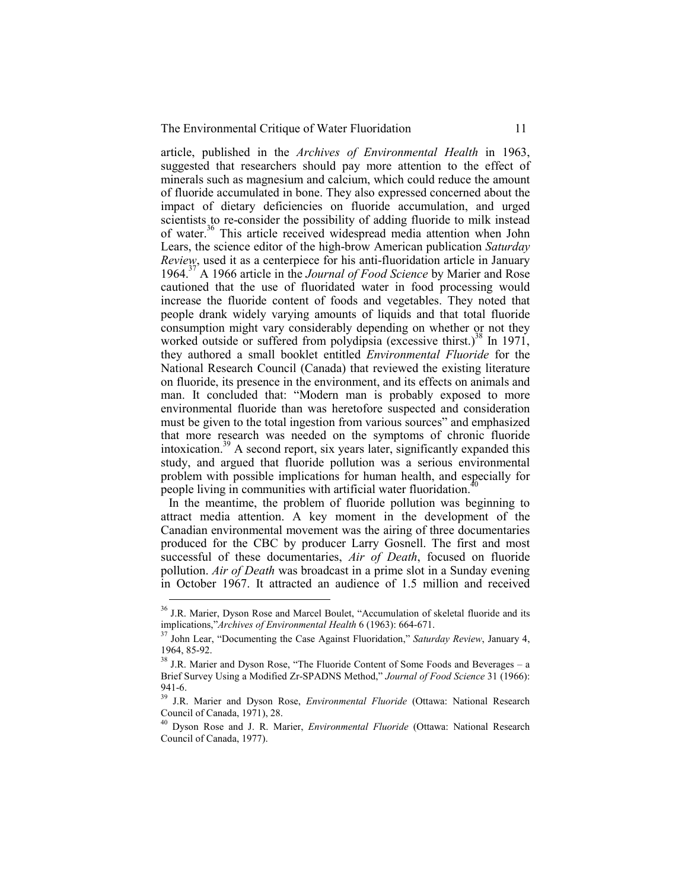article, published in the *Archives of Environmental Health* in 1963, suggested that researchers should pay more attention to the effect of minerals such as magnesium and calcium, which could reduce the amount of fluoride accumulated in bone. They also expressed concerned about the impact of dietary deficiencies on fluoride accumulation, and urged scientists to re-consider the possibility of adding fluoride to milk instead of water.[36] This article received widespread media attention when John Lears, the science editor of the high-brow American publication *Saturday Review*, used it as a centerpiece for his anti-fluoridation article in January 1964.[37] A 1966 article in the *Journal of Food Science* by Marier and Rose cautioned that the use of fluoridated water in food processing would increase the fluoride content of foods and vegetables. They noted that people drank widely varying amounts of liquids and that total fluoride consumption might vary considerably depending on whether or not they worked outside or suffered from polydipsia (excessive thirst.)[38] In 1971, they authored a small booklet entitled *Environmental Fluoride* for the National Research Council (Canada) that reviewed the existing literature on fluoride, its presence in the environment, and its effects on animals and man. It concluded that: "Modern man is probably exposed to more environmental fluoride than was heretofore suspected and consideration must be given to the total ingestion from various sources" and emphasized that more research was needed on the symptoms of chronic fluoride intoxication.[39] A second report, six years later, significantly expanded this study, and argued that fluoride pollution was a serious environmental problem with possible implications for human health, and especially for people living in communities with artificial water fluoridation.[40]

In the meantime, the problem of fluoride pollution was beginning to attract media attention. A key moment in the development of the Canadian environmental movement was the airing of three documentaries produced for the CBC by producer Larry Gosnell. The first and most successful of these documentaries, *Air of Death*, focused on fluoride pollution. *Air of Death* was broadcast in a prime slot in a Sunday evening in October 1967. It attracted an audience of 1.5 million and received

---

[36] J.R. Marier, Dyson Rose and Marcel Boulet, "Accumulation of skeletal fluoride and its implications,"*Archives of Environmental Health* 6 (1963): 664-671.

[37] John Lear, "Documenting the Case Against Fluoridation," *Saturday Review*, January 4, 1964, 85-92.

[38] J.R. Marier and Dyson Rose, "The Fluoride Content of Some Foods and Beverages – a Brief Survey Using a Modified Zr-SPADNS Method," *Journal of Food Science* 31 (1966): 941-6.

[39] J.R. Marier and Dyson Rose, *Environmental Fluoride* (Ottawa: National Research Council of Canada, 1971), 28.

[40] Dyson Rose and J. R. Marier, *Environmental Fluoride* (Ottawa: National Research Council of Canada, 1977).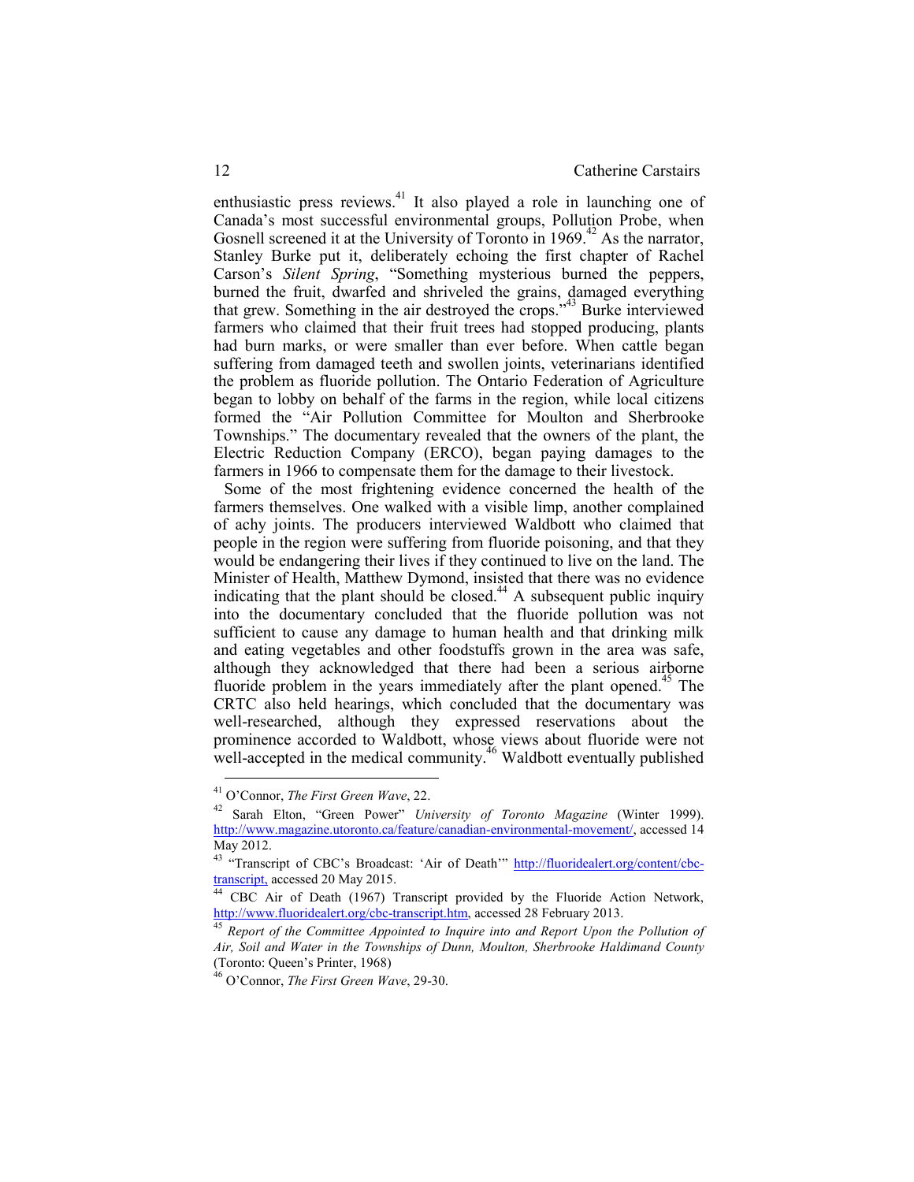enthusiastic press reviews.[41] It also played a role in launching one of Canada's most successful environmental groups, Pollution Probe, when Gosnell screened it at the University of Toronto in 1969.[42] As the narrator, Stanley Burke put it, deliberately echoing the first chapter of Rachel Carson's *Silent Spring*, "Something mysterious burned the peppers, burned the fruit, dwarfed and shriveled the grains, damaged everything that grew. Something in the air destroyed the crops."[43] Burke interviewed farmers who claimed that their fruit trees had stopped producing, plants had burn marks, or were smaller than ever before. When cattle began suffering from damaged teeth and swollen joints, veterinarians identified the problem as fluoride pollution. The Ontario Federation of Agriculture began to lobby on behalf of the farms in the region, while local citizens formed the "Air Pollution Committee for Moulton and Sherbrooke Townships." The documentary revealed that the owners of the plant, the Electric Reduction Company (ERCO), began paying damages to the farmers in 1966 to compensate them for the damage to their livestock.

Some of the most frightening evidence concerned the health of the farmers themselves. One walked with a visible limp, another complained of achy joints. The producers interviewed Waldbott who claimed that people in the region were suffering from fluoride poisoning, and that they would be endangering their lives if they continued to live on the land. The Minister of Health, Matthew Dymond, insisted that there was no evidence indicating that the plant should be closed.[44] A subsequent public inquiry into the documentary concluded that the fluoride pollution was not sufficient to cause any damage to human health and that drinking milk and eating vegetables and other foodstuffs grown in the area was safe, although they acknowledged that there had been a serious airborne fluoride problem in the years immediately after the plant opened.[45] The CRTC also held hearings, which concluded that the documentary was well-researched, although they expressed reservations about the prominence accorded to Waldbott, whose views about fluoride were not well-accepted in the medical community.[46] Waldbott eventually published

---

[41] O'Connor, *The First Green Wave*, 22.

[42] Sarah Elton, "Green Power" *University of Toronto Magazine* (Winter 1999). http://www.magazine.utoronto.ca/feature/canadian-environmental-movement/, accessed 14 May 2012.

[43] "Transcript of CBC's Broadcast: 'Air of Death'" http://fluoridealert.org/content/cbc-transcript, accessed 20 May 2015.

[44] CBC Air of Death (1967) Transcript provided by the Fluoride Action Network, http://www.fluoridealert.org/cbc-transcript.htm, accessed 28 February 2013.

[45] *Report of the Committee Appointed to Inquire into and Report Upon the Pollution of Air, Soil and Water in the Townships of Dunn, Moulton, Sherbrooke Haldimand County* (Toronto: Queen's Printer, 1968)

[46] O'Connor, *The First Green Wave*, 29-30.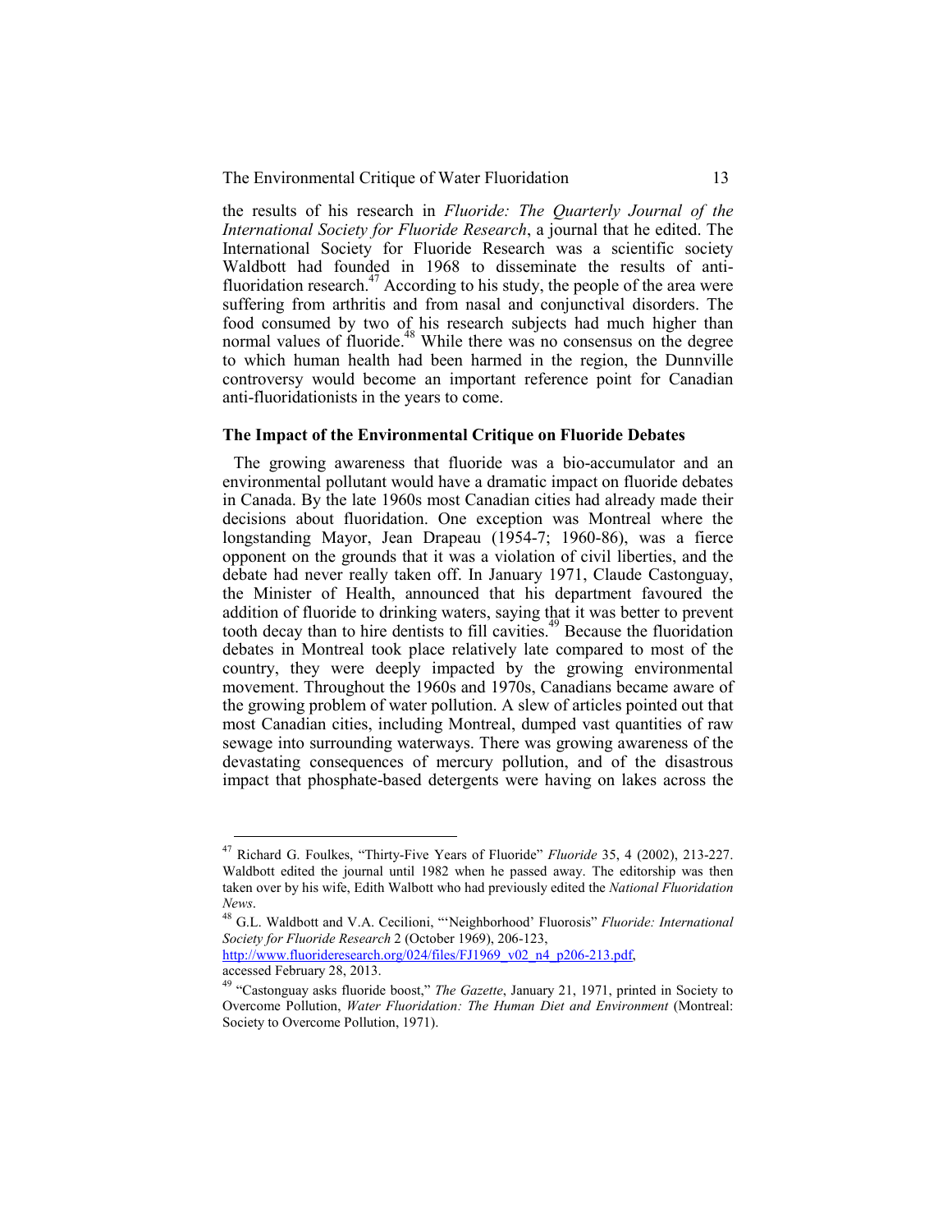the results of his research in *Fluoride: The Quarterly Journal of the International Society for Fluoride Research*, a journal that he edited. The International Society for Fluoride Research was a scientific society Waldbott had founded in 1968 to disseminate the results of anti-fluoridation research.[47] According to his study, the people of the area were suffering from arthritis and from nasal and conjunctival disorders. The food consumed by two of his research subjects had much higher than normal values of fluoride.[48] While there was no consensus on the degree to which human health had been harmed in the region, the Dunnville controversy would become an important reference point for Canadian anti-fluoridationists in the years to come.

### The Impact of the Environmental Critique on Fluoride Debates

The growing awareness that fluoride was a bio-accumulator and an environmental pollutant would have a dramatic impact on fluoride debates in Canada. By the late 1960s most Canadian cities had already made their decisions about fluoridation. One exception was Montreal where the longstanding Mayor, Jean Drapeau (1954-7; 1960-86), was a fierce opponent on the grounds that it was a violation of civil liberties, and the debate had never really taken off. In January 1971, Claude Castonguay, the Minister of Health, announced that his department favoured the addition of fluoride to drinking waters, saying that it was better to prevent tooth decay than to hire dentists to fill cavities.[49] Because the fluoridation debates in Montreal took place relatively late compared to most of the country, they were deeply impacted by the growing environmental movement. Throughout the 1960s and 1970s, Canadians became aware of the growing problem of water pollution. A slew of articles pointed out that most Canadian cities, including Montreal, dumped vast quantities of raw sewage into surrounding waterways. There was growing awareness of the devastating consequences of mercury pollution, and of the disastrous impact that phosphate-based detergents were having on lakes across the

---

[47] Richard G. Foulkes, "Thirty-Five Years of Fluoride" *Fluoride* 35, 4 (2002), 213-227. Waldbott edited the journal until 1982 when he passed away. The editorship was then taken over by his wife, Edith Walbott who had previously edited the *National Fluoridation News*.

[48] G.L. Waldbott and V.A. Cecilioni, "'Neighborhood' Fluorosis" *Fluoride: International Society for Fluoride Research* 2 (October 1969), 206-123, http://www.fluorideresearch.org/024/files/FJ1969_v02_n4_p206-213.pdf, accessed February 28, 2013.

[49] "Castonguay asks fluoride boost," *The Gazette*, January 21, 1971, printed in Society to Overcome Pollution, *Water Fluoridation: The Human Diet and Environment* (Montreal: Society to Overcome Pollution, 1971).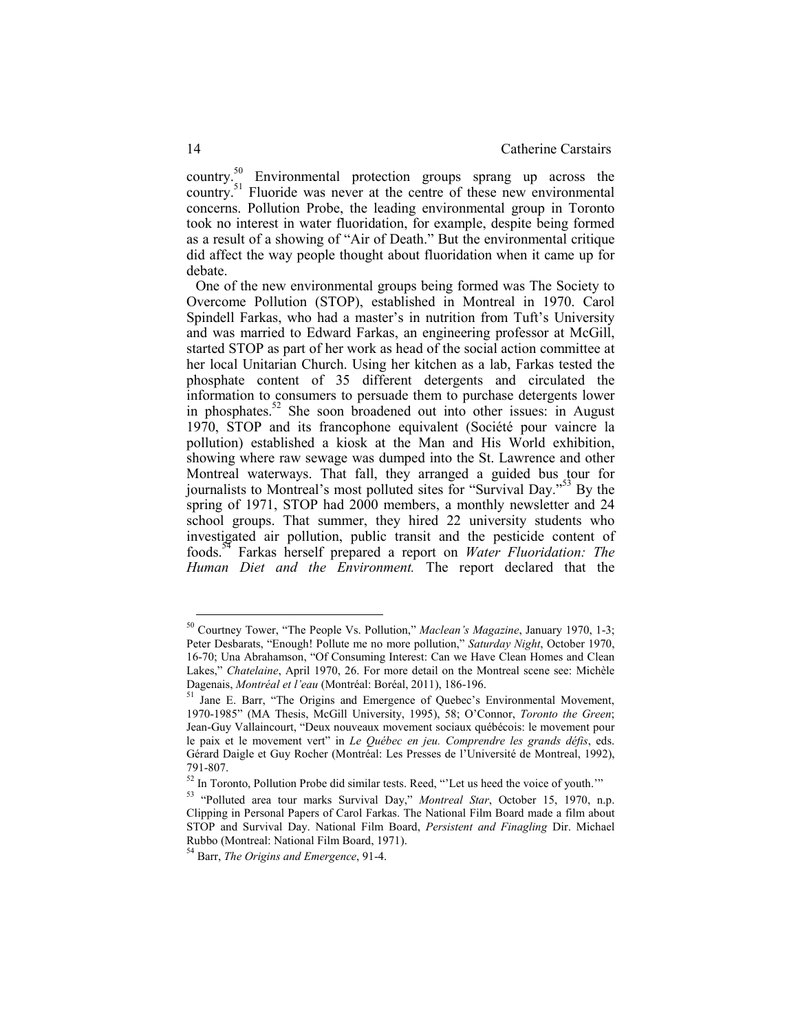country.[50] Environmental protection groups sprang up across the country.[51] Fluoride was never at the centre of these new environmental concerns. Pollution Probe, the leading environmental group in Toronto took no interest in water fluoridation, for example, despite being formed as a result of a showing of "Air of Death." But the environmental critique did affect the way people thought about fluoridation when it came up for debate.

One of the new environmental groups being formed was The Society to Overcome Pollution (STOP), established in Montreal in 1970. Carol Spindell Farkas, who had a master's in nutrition from Tuft's University and was married to Edward Farkas, an engineering professor at McGill, started STOP as part of her work as head of the social action committee at her local Unitarian Church. Using her kitchen as a lab, Farkas tested the phosphate content of 35 different detergents and circulated the information to consumers to persuade them to purchase detergents lower in phosphates.[52] She soon broadened out into other issues: in August 1970, STOP and its francophone equivalent (Société pour vaincre la pollution) established a kiosk at the Man and His World exhibition, showing where raw sewage was dumped into the St. Lawrence and other Montreal waterways. That fall, they arranged a guided bus tour for journalists to Montreal's most polluted sites for "Survival Day."[53] By the spring of 1971, STOP had 2000 members, a monthly newsletter and 24 school groups. That summer, they hired 22 university students who investigated air pollution, public transit and the pesticide content of foods.[54] Farkas herself prepared a report on *Water Fluoridation: The Human Diet and the Environment.* The report declared that the

---

[50] Courtney Tower, "The People Vs. Pollution," *Maclean's Magazine*, January 1970, 1-3; Peter Desbarats, "Enough! Pollute me no more pollution," *Saturday Night*, October 1970, 16-70; Una Abrahamson, "Of Consuming Interest: Can we Have Clean Homes and Clean Lakes," *Chatelaine*, April 1970, 26. For more detail on the Montreal scene see: Michèle Dagenais, *Montréal et l'eau* (Montréal: Boréal, 2011), 186-196.

[51] Jane E. Barr, "The Origins and Emergence of Quebec's Environmental Movement, 1970-1985" (MA Thesis, McGill University, 1995), 58; O'Connor, *Toronto the Green*; Jean-Guy Vallaincourt, "Deux nouveaux movement sociaux québécois: le movement pour le paix et le movement vert" in *Le Québec en jeu. Comprendre les grands défis*, eds. Gérard Daigle et Guy Rocher (Montréal: Les Presses de l'Université de Montreal, 1992), 791-807.

[52] In Toronto, Pollution Probe did similar tests. Reed, "'Let us heed the voice of youth.'"

[53] "Polluted area tour marks Survival Day," *Montreal Star*, October 15, 1970, n.p. Clipping in Personal Papers of Carol Farkas. The National Film Board made a film about STOP and Survival Day. National Film Board, *Persistent and Finagling* Dir. Michael Rubbo (Montreal: National Film Board, 1971).

[54] Barr, *The Origins and Emergence*, 91-4.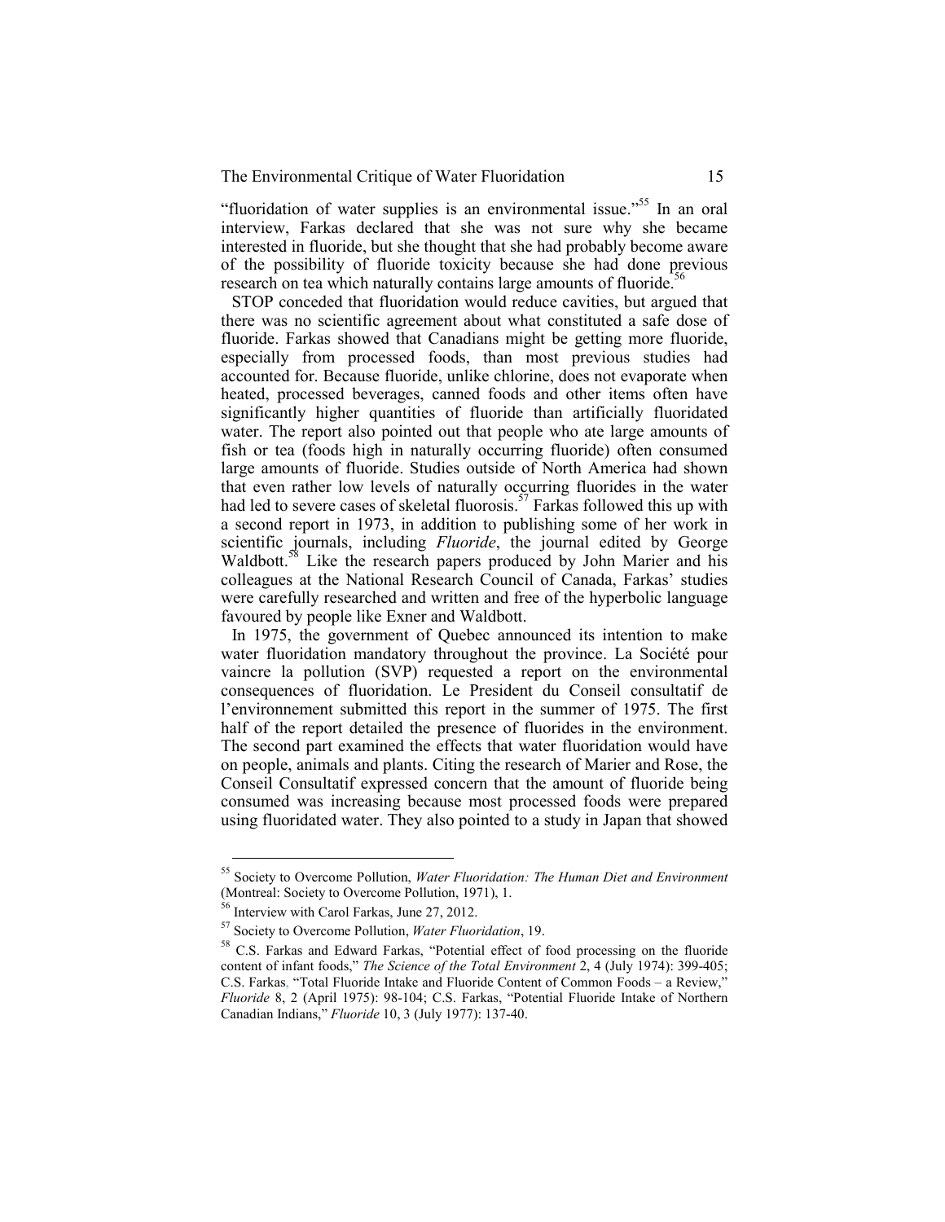"fluoridation of water supplies is an environmental issue."[55] In an oral interview, Farkas declared that she was not sure why she became interested in fluoride, but she thought that she had probably become aware of the possibility of fluoride toxicity because she had done previous research on tea which naturally contains large amounts of fluoride.[56]

STOP conceded that fluoridation would reduce cavities, but argued that there was no scientific agreement about what constituted a safe dose of fluoride. Farkas showed that Canadians might be getting more fluoride, especially from processed foods, than most previous studies had accounted for. Because fluoride, unlike chlorine, does not evaporate when heated, processed beverages, canned foods and other items often have significantly higher quantities of fluoride than artificially fluoridated water. The report also pointed out that people who ate large amounts of fish or tea (foods high in naturally occurring fluoride) often consumed large amounts of fluoride. Studies outside of North America had shown that even rather low levels of naturally occurring fluorides in the water had led to severe cases of skeletal fluorosis.[57] Farkas followed this up with a second report in 1973, in addition to publishing some of her work in scientific journals, including *Fluoride*, the journal edited by George Waldbott.[58] Like the research papers produced by John Marier and his colleagues at the National Research Council of Canada, Farkas' studies were carefully researched and written and free of the hyperbolic language favoured by people like Exner and Waldbott.

In 1975, the government of Quebec announced its intention to make water fluoridation mandatory throughout the province. La Société pour vaincre la pollution (SVP) requested a report on the environmental consequences of fluoridation. Le President du Conseil consultatif de l'environnement submitted this report in the summer of 1975. The first half of the report detailed the presence of fluorides in the environment. The second part examined the effects that water fluoridation would have on people, animals and plants. Citing the research of Marier and Rose, the Conseil Consultatif expressed concern that the amount of fluoride being consumed was increasing because most processed foods were prepared using fluoridated water. They also pointed to a study in Japan that showed

---

[55] Society to Overcome Pollution, *Water Fluoridation: The Human Diet and Environment* (Montreal: Society to Overcome Pollution, 1971), 1.

[56] Interview with Carol Farkas, June 27, 2012.

[57] Society to Overcome Pollution, *Water Fluoridation*, 19.

[58] C.S. Farkas and Edward Farkas, "Potential effect of food processing on the fluoride content of infant foods," *The Science of the Total Environment* 2, 4 (July 1974): 399-405; C.S. Farkas, "Total Fluoride Intake and Fluoride Content of Common Foods – a Review," *Fluoride* 8, 2 (April 1975): 98-104; C.S. Farkas, "Potential Fluoride Intake of Northern Canadian Indians," *Fluoride* 10, 3 (July 1977): 137-40.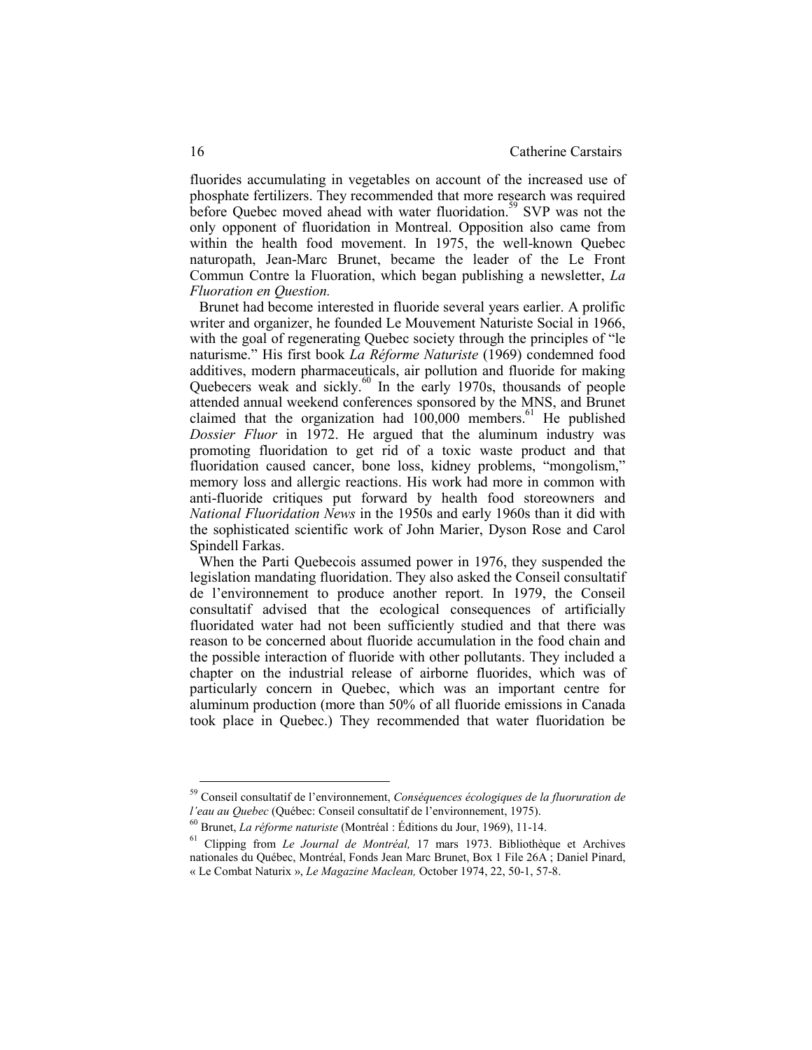fluorides accumulating in vegetables on account of the increased use of phosphate fertilizers. They recommended that more research was required before Quebec moved ahead with water fluoridation.[59] SVP was not the only opponent of fluoridation in Montreal. Opposition also came from within the health food movement. In 1975, the well-known Quebec naturopath, Jean-Marc Brunet, became the leader of the Le Front Commun Contre la Fluoration, which began publishing a newsletter, *La Fluoration en Question.*

Brunet had become interested in fluoride several years earlier. A prolific writer and organizer, he founded Le Mouvement Naturiste Social in 1966, with the goal of regenerating Quebec society through the principles of "le naturisme." His first book *La Réforme Naturiste* (1969) condemned food additives, modern pharmaceuticals, air pollution and fluoride for making Quebecers weak and sickly.[60] In the early 1970s, thousands of people attended annual weekend conferences sponsored by the MNS, and Brunet claimed that the organization had 100,000 members.[61] He published *Dossier Fluor* in 1972. He argued that the aluminum industry was promoting fluoridation to get rid of a toxic waste product and that fluoridation caused cancer, bone loss, kidney problems, "mongolism," memory loss and allergic reactions. His work had more in common with anti-fluoride critiques put forward by health food storeowners and *National Fluoridation News* in the 1950s and early 1960s than it did with the sophisticated scientific work of John Marier, Dyson Rose and Carol Spindell Farkas.

When the Parti Quebecois assumed power in 1976, they suspended the legislation mandating fluoridation. They also asked the Conseil consultatif de l'environnement to produce another report. In 1979, the Conseil consultatif advised that the ecological consequences of artificially fluoridated water had not been sufficiently studied and that there was reason to be concerned about fluoride accumulation in the food chain and the possible interaction of fluoride with other pollutants. They included a chapter on the industrial release of airborne fluorides, which was of particularly concern in Quebec, which was an important centre for aluminum production (more than 50% of all fluoride emissions in Canada took place in Quebec.) They recommended that water fluoridation be

---

[59] Conseil consultatif de l'environnement, *Conséquences écologiques de la fluoruration de l'eau au Quebec* (Québec: Conseil consultatif de l'environnement, 1975).

[60] Brunet, *La réforme naturiste* (Montréal : Éditions du Jour, 1969), 11-14.

[61] Clipping from *Le Journal de Montréal,* 17 mars 1973. Bibliothèque et Archives nationales du Québec, Montréal, Fonds Jean Marc Brunet, Box 1 File 26A ; Daniel Pinard, « Le Combat Naturix », *Le Magazine Maclean,* October 1974, 22, 50-1, 57-8.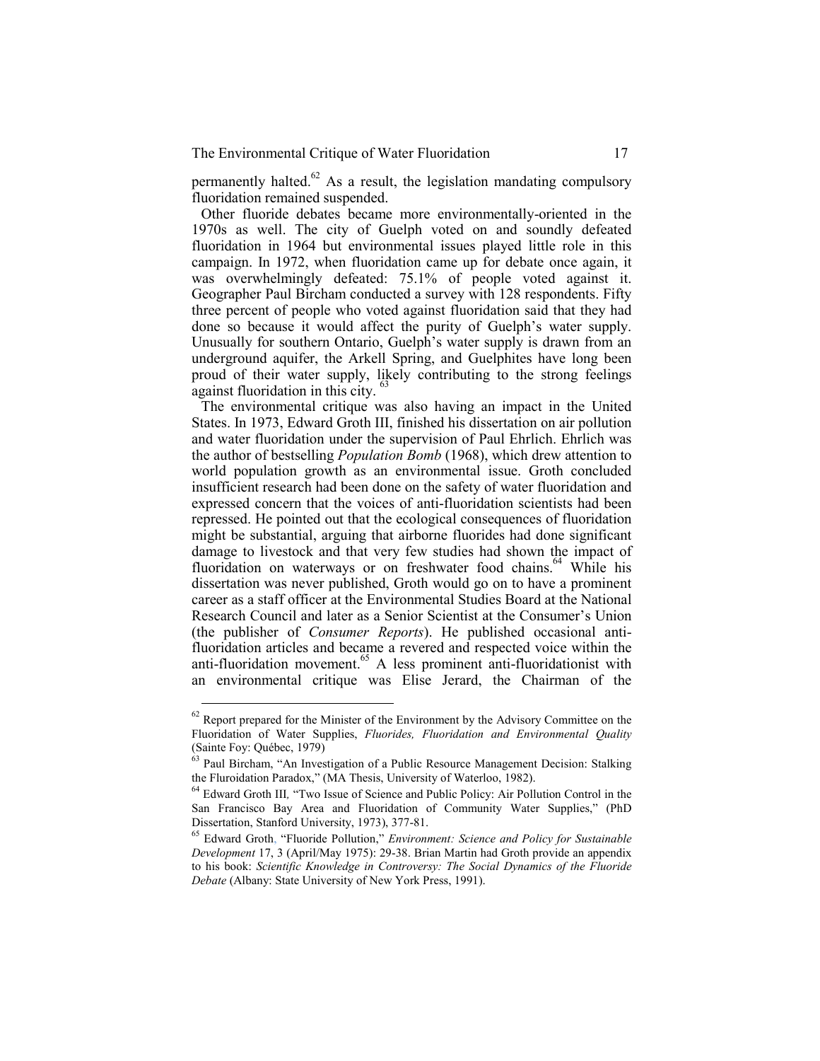permanently halted.[62] As a result, the legislation mandating compulsory fluoridation remained suspended.

Other fluoride debates became more environmentally-oriented in the 1970s as well. The city of Guelph voted on and soundly defeated fluoridation in 1964 but environmental issues played little role in this campaign. In 1972, when fluoridation came up for debate once again, it was overwhelmingly defeated: 75.1% of people voted against it. Geographer Paul Bircham conducted a survey with 128 respondents. Fifty three percent of people who voted against fluoridation said that they had done so because it would affect the purity of Guelph's water supply. Unusually for southern Ontario, Guelph's water supply is drawn from an underground aquifer, the Arkell Spring, and Guelphites have long been proud of their water supply, likely contributing to the strong feelings against fluoridation in this city.[63]

The environmental critique was also having an impact in the United States. In 1973, Edward Groth III, finished his dissertation on air pollution and water fluoridation under the supervision of Paul Ehrlich. Ehrlich was the author of bestselling *Population Bomb* (1968), which drew attention to world population growth as an environmental issue. Groth concluded insufficient research had been done on the safety of water fluoridation and expressed concern that the voices of anti-fluoridation scientists had been repressed. He pointed out that the ecological consequences of fluoridation might be substantial, arguing that airborne fluorides had done significant damage to livestock and that very few studies had shown the impact of fluoridation on waterways or on freshwater food chains.[64] While his dissertation was never published, Groth would go on to have a prominent career as a staff officer at the Environmental Studies Board at the National Research Council and later as a Senior Scientist at the Consumer's Union (the publisher of *Consumer Reports*). He published occasional anti-fluoridation articles and became a revered and respected voice within the anti-fluoridation movement.[65] A less prominent anti-fluoridationist with an environmental critique was Elise Jerard, the Chairman of the

---

[62] Report prepared for the Minister of the Environment by the Advisory Committee on the Fluoridation of Water Supplies, *Fluorides, Fluoridation and Environmental Quality* (Sainte Foy: Québec, 1979)

[63] Paul Bircham, "An Investigation of a Public Resource Management Decision: Stalking the Fluroidation Paradox," (MA Thesis, University of Waterloo, 1982).

[64] Edward Groth III, "Two Issue of Science and Public Policy: Air Pollution Control in the San Francisco Bay Area and Fluoridation of Community Water Supplies," (PhD Dissertation, Stanford University, 1973), 377-81.

[65] Edward Groth, "Fluoride Pollution," *Environment: Science and Policy for Sustainable Development* 17, 3 (April/May 1975): 29-38. Brian Martin had Groth provide an appendix to his book: *Scientific Knowledge in Controversy: The Social Dynamics of the Fluoride Debate* (Albany: State University of New York Press, 1991).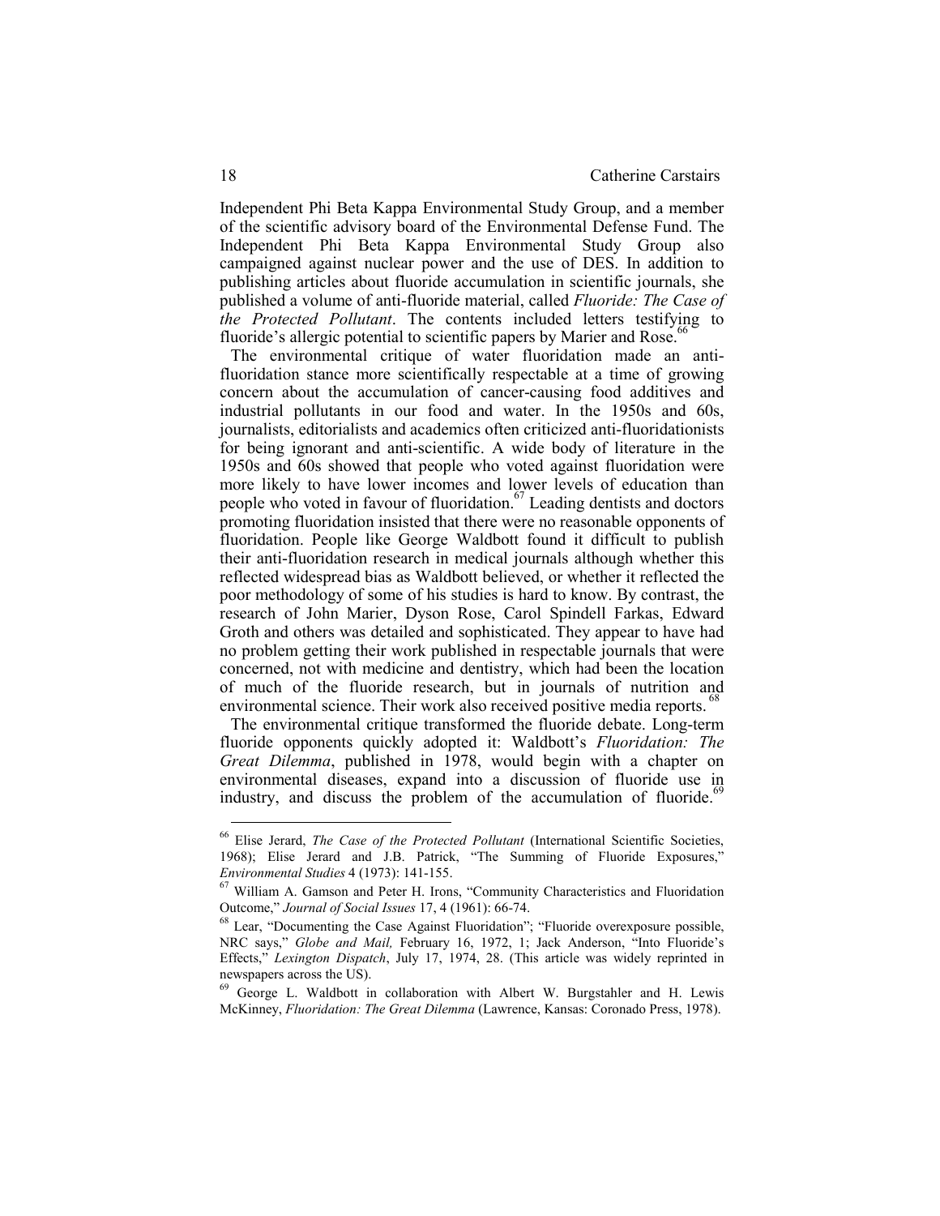Independent Phi Beta Kappa Environmental Study Group, and a member of the scientific advisory board of the Environmental Defense Fund. The Independent Phi Beta Kappa Environmental Study Group also campaigned against nuclear power and the use of DES. In addition to publishing articles about fluoride accumulation in scientific journals, she published a volume of anti-fluoride material, called *Fluoride: The Case of the Protected Pollutant*. The contents included letters testifying to fluoride's allergic potential to scientific papers by Marier and Rose.[66]

The environmental critique of water fluoridation made an anti-fluoridation stance more scientifically respectable at a time of growing concern about the accumulation of cancer-causing food additives and industrial pollutants in our food and water. In the 1950s and 60s, journalists, editorialists and academics often criticized anti-fluoridationists for being ignorant and anti-scientific. A wide body of literature in the 1950s and 60s showed that people who voted against fluoridation were more likely to have lower incomes and lower levels of education than people who voted in favour of fluoridation.[67] Leading dentists and doctors promoting fluoridation insisted that there were no reasonable opponents of fluoridation. People like George Waldbott found it difficult to publish their anti-fluoridation research in medical journals although whether this reflected widespread bias as Waldbott believed, or whether it reflected the poor methodology of some of his studies is hard to know. By contrast, the research of John Marier, Dyson Rose, Carol Spindell Farkas, Edward Groth and others was detailed and sophisticated. They appear to have had no problem getting their work published in respectable journals that were concerned, not with medicine and dentistry, which had been the location of much of the fluoride research, but in journals of nutrition and environmental science. Their work also received positive media reports.[68]

The environmental critique transformed the fluoride debate. Long-term fluoride opponents quickly adopted it: Waldbott's *Fluoridation: The Great Dilemma*, published in 1978, would begin with a chapter on environmental diseases, expand into a discussion of fluoride use in industry, and discuss the problem of the accumulation of fluoride.[69]

---

[66] Elise Jerard, *The Case of the Protected Pollutant* (International Scientific Societies, 1968); Elise Jerard and J.B. Patrick, "The Summing of Fluoride Exposures," *Environmental Studies* 4 (1973): 141-155.

[67] William A. Gamson and Peter H. Irons, "Community Characteristics and Fluoridation Outcome," *Journal of Social Issues* 17, 4 (1961): 66-74.

[68] Lear, "Documenting the Case Against Fluoridation"; "Fluoride overexposure possible, NRC says," *Globe and Mail,* February 16, 1972, 1; Jack Anderson, "Into Fluoride's Effects," *Lexington Dispatch*, July 17, 1974, 28. (This article was widely reprinted in newspapers across the US).

[69] George L. Waldbott in collaboration with Albert W. Burgstahler and H. Lewis McKinney, *Fluoridation: The Great Dilemma* (Lawrence, Kansas: Coronado Press, 1978).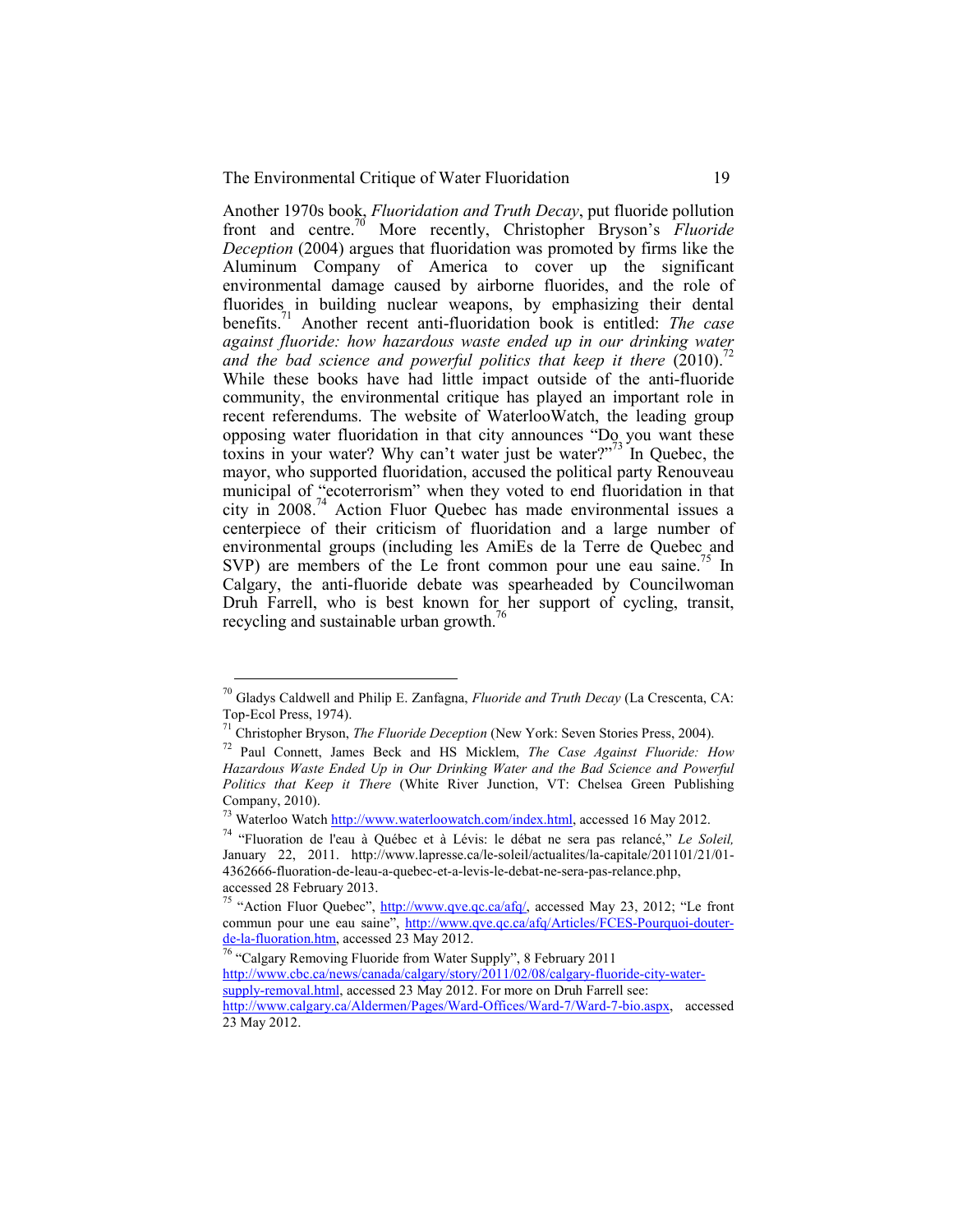Another 1970s book, *Fluoridation and Truth Decay*, put fluoride pollution front and centre.[70] More recently, Christopher Bryson's *Fluoride Deception* (2004) argues that fluoridation was promoted by firms like the Aluminum Company of America to cover up the significant environmental damage caused by airborne fluorides, and the role of fluorides in building nuclear weapons, by emphasizing their dental benefits.[71] Another recent anti-fluoridation book is entitled: *The case against fluoride: how hazardous waste ended up in our drinking water and the bad science and powerful politics that keep it there* (2010).[72] While these books have had little impact outside of the anti-fluoride community, the environmental critique has played an important role in recent referendums. The website of WaterlooWatch, the leading group opposing water fluoridation in that city announces "Do you want these toxins in your water? Why can't water just be water?"[73] In Quebec, the mayor, who supported fluoridation, accused the political party Renouveau municipal of "ecoterrorism" when they voted to end fluoridation in that city in 2008.[74] Action Fluor Quebec has made environmental issues a centerpiece of their criticism of fluoridation and a large number of environmental groups (including les AmiEs de la Terre de Quebec and SVP) are members of the Le front common pour une eau saine.[75] In Calgary, the anti-fluoride debate was spearheaded by Councilwoman Druh Farrell, who is best known for her support of cycling, transit, recycling and sustainable urban growth.[76]

---

[70] Gladys Caldwell and Philip E. Zanfagna, *Fluoride and Truth Decay* (La Crescenta, CA: Top-Ecol Press, 1974).

[71] Christopher Bryson, *The Fluoride Deception* (New York: Seven Stories Press, 2004).

[72] Paul Connett, James Beck and HS Micklem, *The Case Against Fluoride: How Hazardous Waste Ended Up in Our Drinking Water and the Bad Science and Powerful Politics that Keep it There* (White River Junction, VT: Chelsea Green Publishing Company, 2010).

[73] Waterloo Watch http://www.waterloowatch.com/index.html, accessed 16 May 2012.

[74] "Fluoration de l'eau à Québec et à Lévis: le débat ne sera pas relancé," *Le Soleil,* January 22, 2011. http://www.lapresse.ca/le-soleil/actualites/la-capitale/201101/21/01-4362666-fluoration-de-leau-a-quebec-et-a-levis-le-debat-ne-sera-pas-relance.php, accessed 28 February 2013.

[75] "Action Fluor Quebec", http://www.qve.qc.ca/afq/, accessed May 23, 2012; "Le front commun pour une eau saine", http://www.qve.qc.ca/afq/Articles/FCES-Pourquoi-douter-de-la-fluoration.htm, accessed 23 May 2012.

[76] "Calgary Removing Fluoride from Water Supply", 8 February 2011 http://www.cbc.ca/news/canada/calgary/story/2011/02/08/calgary-fluoride-city-water-supply-removal.html, accessed 23 May 2012. For more on Druh Farrell see: http://www.calgary.ca/Aldermen/Pages/Ward-Offices/Ward-7/Ward-7-bio.aspx, accessed 23 May 2012.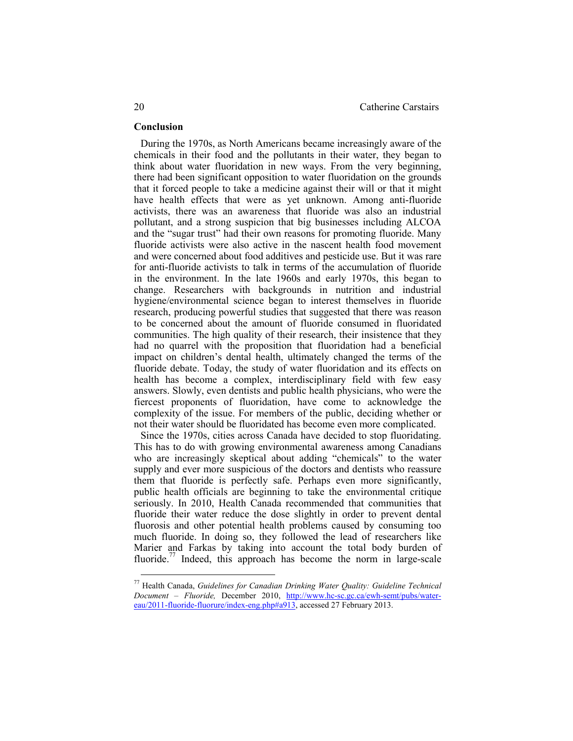**Conclusion**

During the 1970s, as North Americans became increasingly aware of the chemicals in their food and the pollutants in their water, they began to think about water fluoridation in new ways. From the very beginning, there had been significant opposition to water fluoridation on the grounds that it forced people to take a medicine against their will or that it might have health effects that were as yet unknown. Among anti-fluoride activists, there was an awareness that fluoride was also an industrial pollutant, and a strong suspicion that big businesses including ALCOA and the "sugar trust" had their own reasons for promoting fluoride. Many fluoride activists were also active in the nascent health food movement and were concerned about food additives and pesticide use. But it was rare for anti-fluoride activists to talk in terms of the accumulation of fluoride in the environment. In the late 1960s and early 1970s, this began to change. Researchers with backgrounds in nutrition and industrial hygiene/environmental science began to interest themselves in fluoride research, producing powerful studies that suggested that there was reason to be concerned about the amount of fluoride consumed in fluoridated communities. The high quality of their research, their insistence that they had no quarrel with the proposition that fluoridation had a beneficial impact on children's dental health, ultimately changed the terms of the fluoride debate. Today, the study of water fluoridation and its effects on health has become a complex, interdisciplinary field with few easy answers. Slowly, even dentists and public health physicians, who were the fiercest proponents of fluoridation, have come to acknowledge the complexity of the issue. For members of the public, deciding whether or not their water should be fluoridated has become even more complicated.

Since the 1970s, cities across Canada have decided to stop fluoridating. This has to do with growing environmental awareness among Canadians who are increasingly skeptical about adding "chemicals" to the water supply and ever more suspicious of the doctors and dentists who reassure them that fluoride is perfectly safe. Perhaps even more significantly, public health officials are beginning to take the environmental critique seriously. In 2010, Health Canada recommended that communities that fluoride their water reduce the dose slightly in order to prevent dental fluorosis and other potential health problems caused by consuming too much fluoride. In doing so, they followed the lead of researchers like Marier and Farkas by taking into account the total body burden of fluoride.[77] Indeed, this approach has become the norm in large-scale

---

[77] Health Canada, *Guidelines for Canadian Drinking Water Quality: Guideline Technical Document – Fluoride,* December 2010, http://www.hc-sc.gc.ca/ewh-semt/pubs/water-eau/2011-fluoride-fluorure/index-eng.php#a913, accessed 27 February 2013.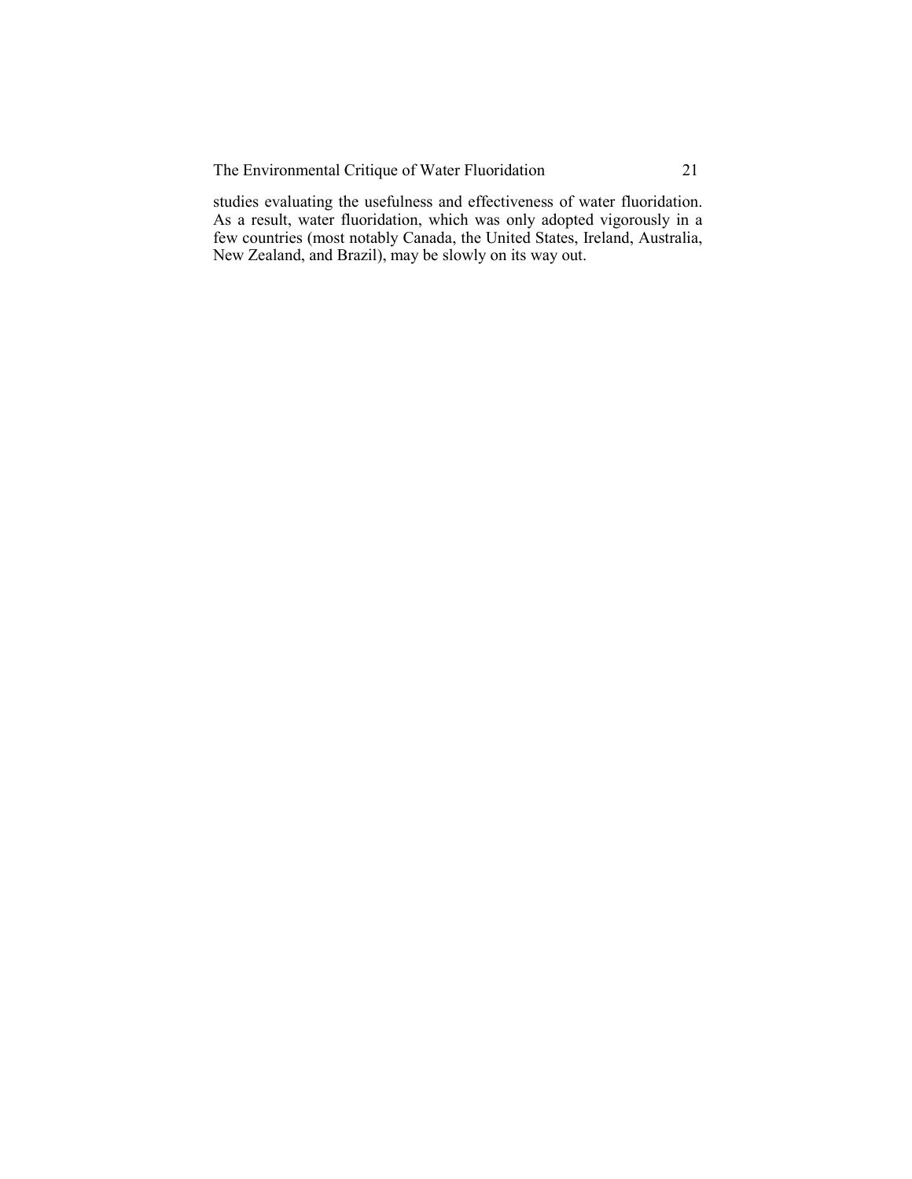studies evaluating the usefulness and effectiveness of water fluoridation. As a result, water fluoridation, which was only adopted vigorously in a few countries (most notably Canada, the United States, Ireland, Australia, New Zealand, and Brazil), may be slowly on its way out.